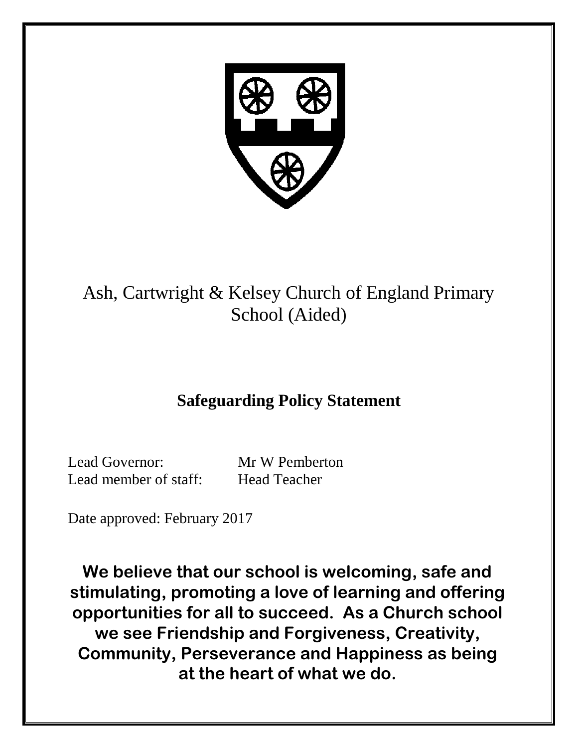# Ash, Cartwright & Kelsey Church of England Primary School (Aided)

## Safeguarding Policy Statement

Lead Governor: Mr W Pemberton
Lead member of staff: Head Teacher

Date approved: February 2017

**We believe that our school is welcoming, safe and stimulating, promoting a love of learning and offering opportunities for all to succeed. As a Church school we see Friendship and Forgiveness, Creativity, Community, Perseverance and Happiness as being at the heart of what we do.**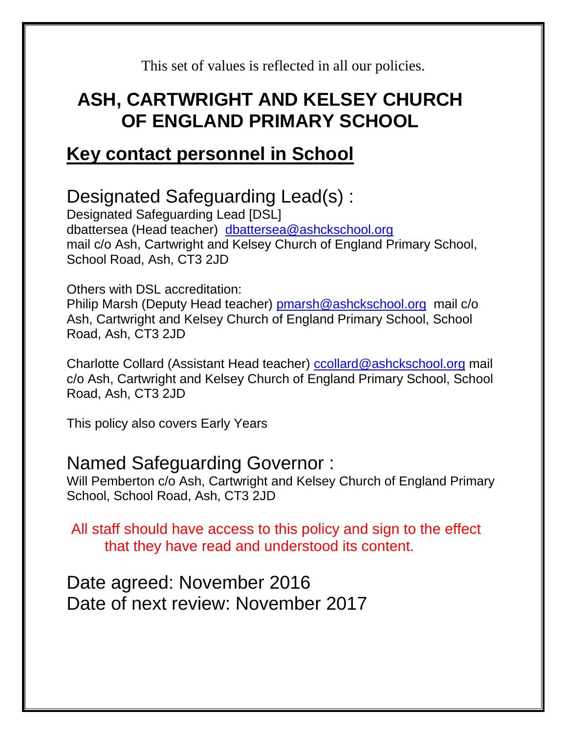This set of values is reflected in all our policies.

# ASH, CARTWRIGHT AND KELSEY CHURCH OF ENGLAND PRIMARY SCHOOL

## <u>Key contact personnel in School</u>

### Designated Safeguarding Lead(s) :

Designated Safeguarding Lead [DSL]
dbattersea (Head teacher) dbattersea@ashckschool.org
mail c/o Ash, Cartwright and Kelsey Church of England Primary School, School Road, Ash, CT3 2JD

Others with DSL accreditation:
Philip Marsh (Deputy Head teacher) pmarsh@ashckschool.org mail c/o Ash, Cartwright and Kelsey Church of England Primary School, School Road, Ash, CT3 2JD

Charlotte Collard (Assistant Head teacher) ccollard@ashckschool.org mail c/o Ash, Cartwright and Kelsey Church of England Primary School, School Road, Ash, CT3 2JD

This policy also covers Early Years

### Named Safeguarding Governor :

Will Pemberton c/o Ash, Cartwright and Kelsey Church of England Primary School, School Road, Ash, CT3 2JD

All staff should have access to this policy and sign to the effect that they have read and understood its content.

Date agreed: November 2016
Date of next review: November 2017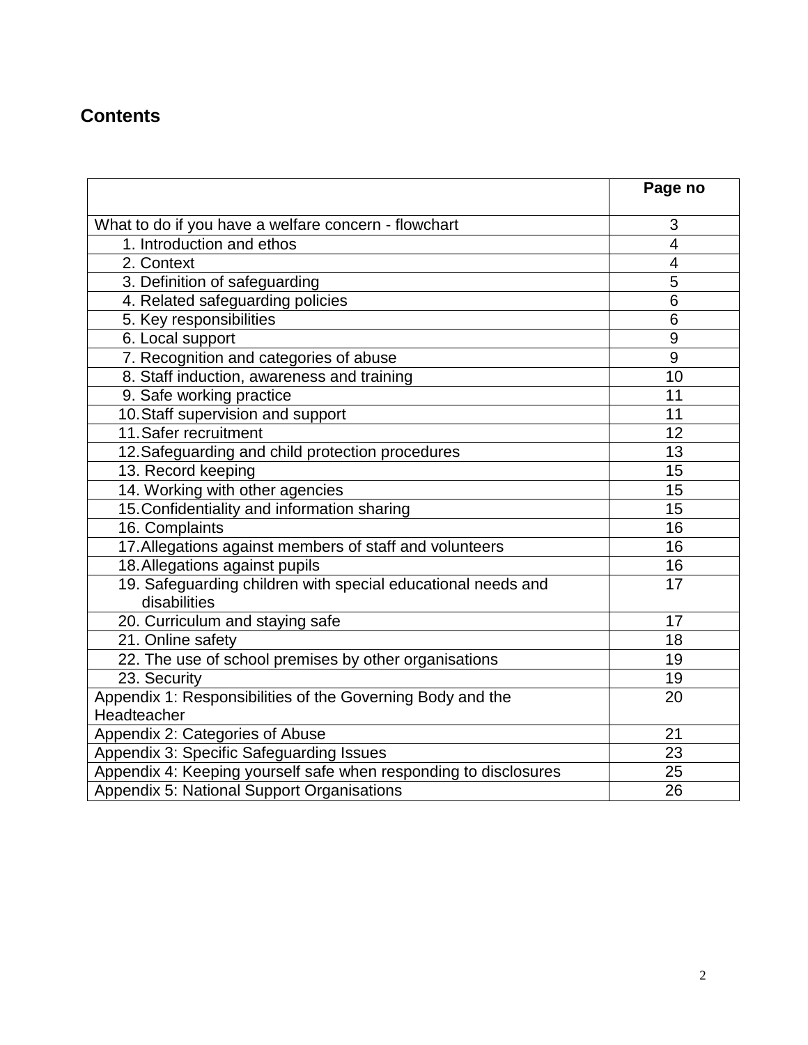## Contents

| | Page no |
|---|---|
| What to do if you have a welfare concern - flowchart | 3 |
| 1. Introduction and ethos | 4 |
| 2. Context | 4 |
| 3. Definition of safeguarding | 5 |
| 4. Related safeguarding policies | 6 |
| 5. Key responsibilities | 6 |
| 6. Local support | 9 |
| 7. Recognition and categories of abuse | 9 |
| 8. Staff induction, awareness and training | 10 |
| 9. Safe working practice | 11 |
| 10. Staff supervision and support | 11 |
| 11. Safer recruitment | 12 |
| 12. Safeguarding and child protection procedures | 13 |
| 13. Record keeping | 15 |
| 14. Working with other agencies | 15 |
| 15. Confidentiality and information sharing | 15 |
| 16. Complaints | 16 |
| 17. Allegations against members of staff and volunteers | 16 |
| 18. Allegations against pupils | 16 |
| 19. Safeguarding children with special educational needs and disabilities | 17 |
| 20. Curriculum and staying safe | 17 |
| 21. Online safety | 18 |
| 22. The use of school premises by other organisations | 19 |
| 23. Security | 19 |
| Appendix 1: Responsibilities of the Governing Body and the Headteacher | 20 |
| Appendix 2: Categories of Abuse | 21 |
| Appendix 3: Specific Safeguarding Issues | 23 |
| Appendix 4: Keeping yourself safe when responding to disclosures | 25 |
| Appendix 5: National Support Organisations | 26 |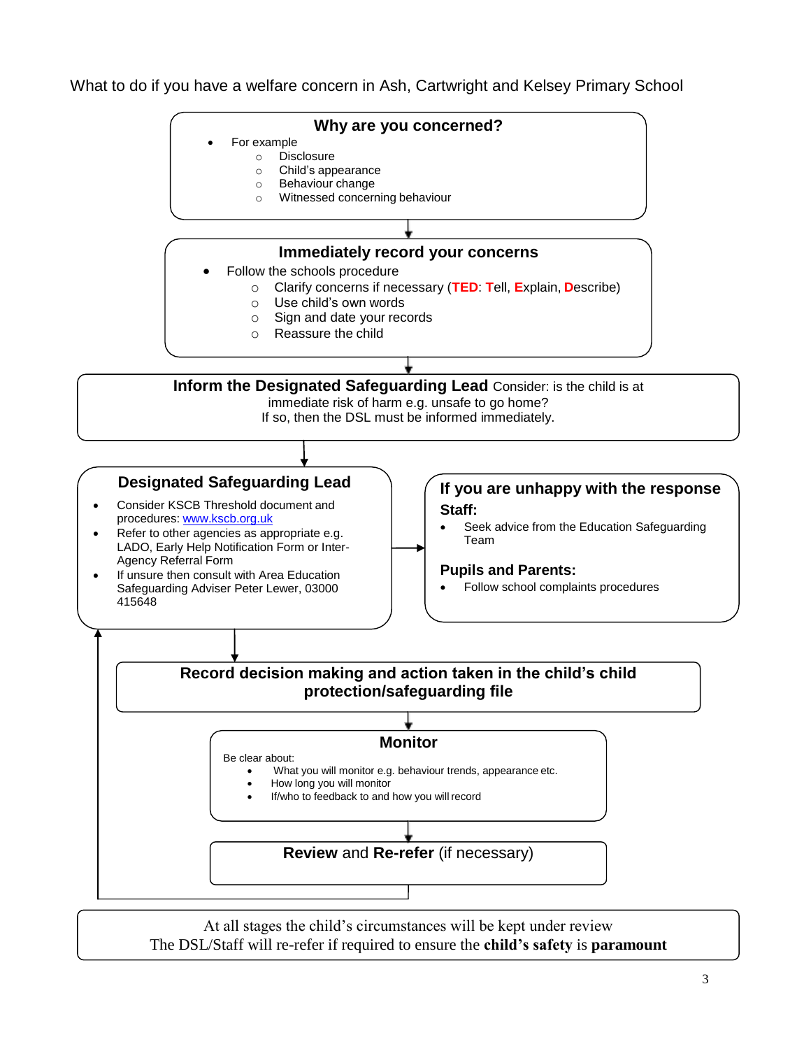What to do if you have a welfare concern in Ash, Cartwright and Kelsey Primary School

## Why are you concerned?

- For example
  - Disclosure
  - Child's appearance
  - Behaviour change
  - Witnessed concerning behaviour

↓

## Immediately record your concerns

- Follow the schools procedure
  - Clarify concerns if necessary (**TED**: **T**ell, **E**xplain, **D**escribe)
  - Use child's own words
  - Sign and date your records
  - Reassure the child

↓

## Inform the Designated Safeguarding Lead

Consider: is the child is at immediate risk of harm e.g. unsafe to go home?
If so, then the DSL must be informed immediately.

↓

## Designated Safeguarding Lead

- Consider KSCB Threshold document and procedures: www.kscb.org.uk
- Refer to other agencies as appropriate e.g. LADO, Early Help Notification Form or Inter-Agency Referral Form
- If unsure then consult with Area Education Safeguarding Adviser Peter Lewer, 03000 415648

→

## If you are unhappy with the response

**Staff:**

- Seek advice from the Education Safeguarding Team

**Pupils and Parents:**

- Follow school complaints procedures

↓

## Record decision making and action taken in the child's child protection/safeguarding file

↓

## Monitor

Be clear about:

- What you will monitor e.g. behaviour trends, appearance etc.
- How long you will monitor
- If/who to feedback to and how you will record

↓

## **Review** and **Re-refer** (if necessary)

(↑ returns to Designated Safeguarding Lead)

At all stages the child's circumstances will be kept under review
The DSL/Staff will re-refer if required to ensure the **child's safety** is **paramount**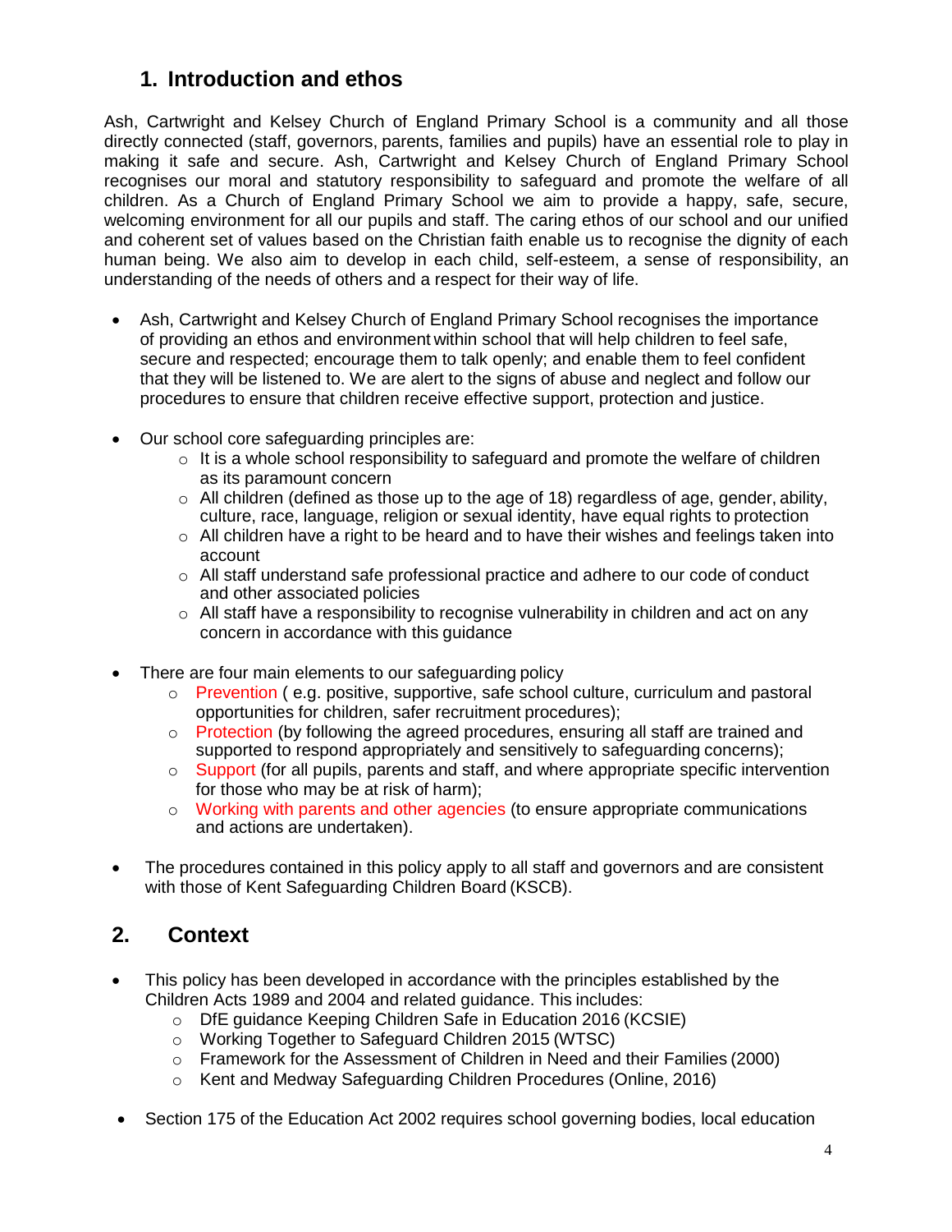## 1. Introduction and ethos

Ash, Cartwright and Kelsey Church of England Primary School is a community and all those directly connected (staff, governors, parents, families and pupils) have an essential role to play in making it safe and secure. Ash, Cartwright and Kelsey Church of England Primary School recognises our moral and statutory responsibility to safeguard and promote the welfare of all children. As a Church of England Primary School we aim to provide a happy, safe, secure, welcoming environment for all our pupils and staff. The caring ethos of our school and our unified and coherent set of values based on the Christian faith enable us to recognise the dignity of each human being. We also aim to develop in each child, self-esteem, a sense of responsibility, an understanding of the needs of others and a respect for their way of life.

- Ash, Cartwright and Kelsey Church of England Primary School recognises the importance of providing an ethos and environment within school that will help children to feel safe, secure and respected; encourage them to talk openly; and enable them to feel confident that they will be listened to. We are alert to the signs of abuse and neglect and follow our procedures to ensure that children receive effective support, protection and justice.

- Our school core safeguarding principles are:
  - It is a whole school responsibility to safeguard and promote the welfare of children as its paramount concern
  - All children (defined as those up to the age of 18) regardless of age, gender, ability, culture, race, language, religion or sexual identity, have equal rights to protection
  - All children have a right to be heard and to have their wishes and feelings taken into account
  - All staff understand safe professional practice and adhere to our code of conduct and other associated policies
  - All staff have a responsibility to recognise vulnerability in children and act on any concern in accordance with this guidance

- There are four main elements to our safeguarding policy
  - Prevention ( e.g. positive, supportive, safe school culture, curriculum and pastoral opportunities for children, safer recruitment procedures);
  - Protection (by following the agreed procedures, ensuring all staff are trained and supported to respond appropriately and sensitively to safeguarding concerns);
  - Support (for all pupils, parents and staff, and where appropriate specific intervention for those who may be at risk of harm);
  - Working with parents and other agencies (to ensure appropriate communications and actions are undertaken).

- The procedures contained in this policy apply to all staff and governors and are consistent with those of Kent Safeguarding Children Board (KSCB).

## 2. Context

- This policy has been developed in accordance with the principles established by the Children Acts 1989 and 2004 and related guidance. This includes:
  - DfE guidance Keeping Children Safe in Education 2016 (KCSIE)
  - Working Together to Safeguard Children 2015 (WTSC)
  - Framework for the Assessment of Children in Need and their Families (2000)
  - Kent and Medway Safeguarding Children Procedures (Online, 2016)

- Section 175 of the Education Act 2002 requires school governing bodies, local education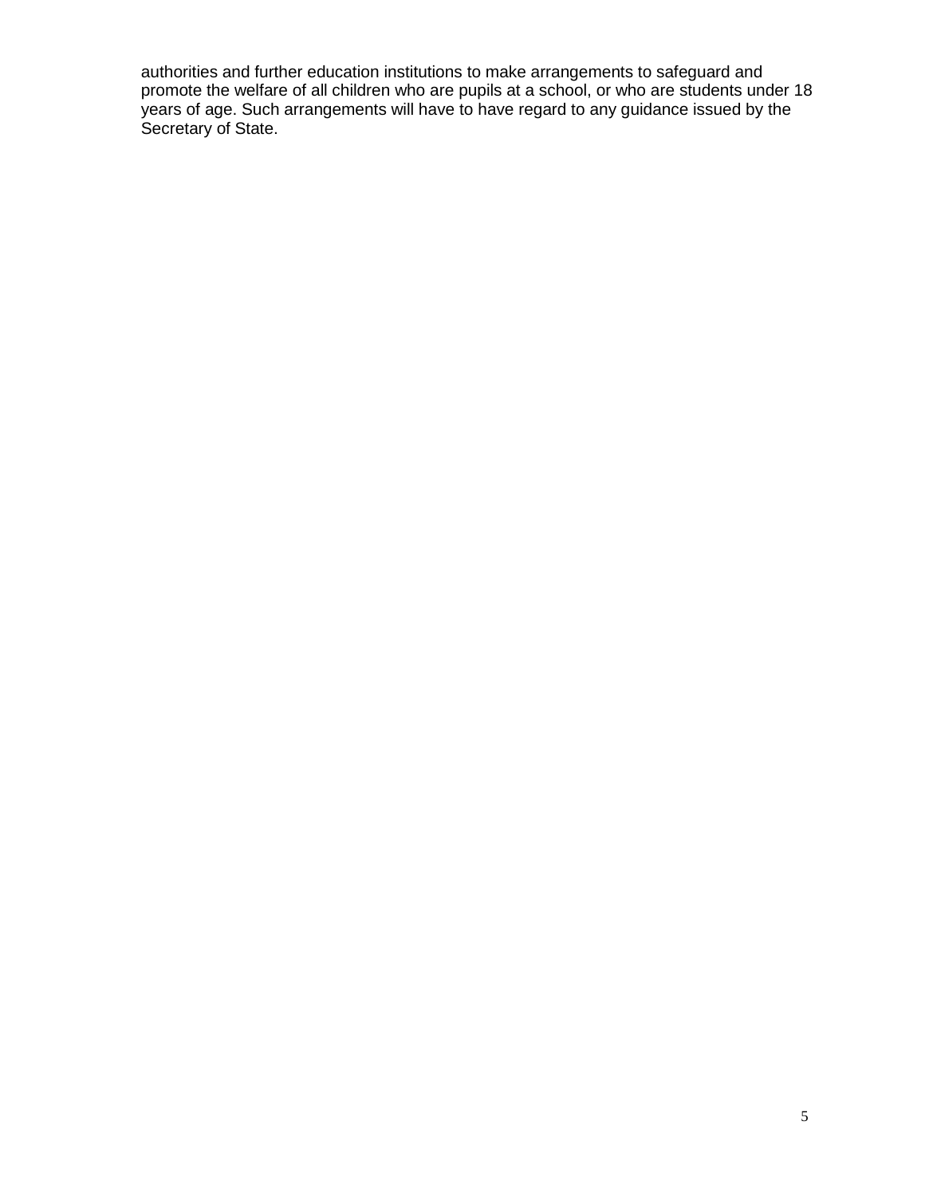authorities and further education institutions to make arrangements to safeguard and promote the welfare of all children who are pupils at a school, or who are students under 18 years of age. Such arrangements will have to have regard to any guidance issued by the Secretary of State.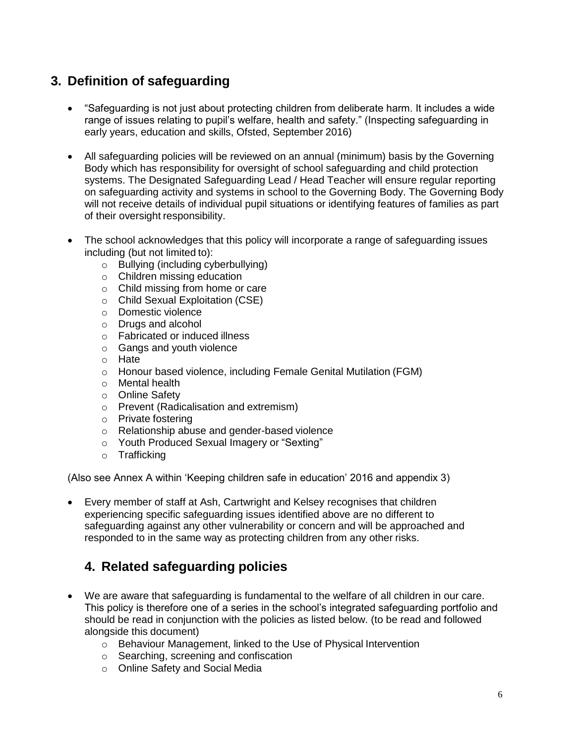## 3. Definition of safeguarding

- "Safeguarding is not just about protecting children from deliberate harm. It includes a wide range of issues relating to pupil's welfare, health and safety." (Inspecting safeguarding in early years, education and skills, Ofsted, September 2016)

- All safeguarding policies will be reviewed on an annual (minimum) basis by the Governing Body which has responsibility for oversight of school safeguarding and child protection systems. The Designated Safeguarding Lead / Head Teacher will ensure regular reporting on safeguarding activity and systems in school to the Governing Body. The Governing Body will not receive details of individual pupil situations or identifying features of families as part of their oversight responsibility.

- The school acknowledges that this policy will incorporate a range of safeguarding issues including (but not limited to):
  - Bullying (including cyberbullying)
  - Children missing education
  - Child missing from home or care
  - Child Sexual Exploitation (CSE)
  - Domestic violence
  - Drugs and alcohol
  - Fabricated or induced illness
  - Gangs and youth violence
  - Hate
  - Honour based violence, including Female Genital Mutilation (FGM)
  - Mental health
  - Online Safety
  - Prevent (Radicalisation and extremism)
  - Private fostering
  - Relationship abuse and gender-based violence
  - Youth Produced Sexual Imagery or "Sexting"
  - Trafficking

(Also see Annex A within 'Keeping children safe in education' 2016 and appendix 3)

- Every member of staff at Ash, Cartwright and Kelsey recognises that children experiencing specific safeguarding issues identified above are no different to safeguarding against any other vulnerability or concern and will be approached and responded to in the same way as protecting children from any other risks.

## 4. Related safeguarding policies

- We are aware that safeguarding is fundamental to the welfare of all children in our care. This policy is therefore one of a series in the school's integrated safeguarding portfolio and should be read in conjunction with the policies as listed below. (to be read and followed alongside this document)
  - Behaviour Management, linked to the Use of Physical Intervention
  - Searching, screening and confiscation
  - Online Safety and Social Media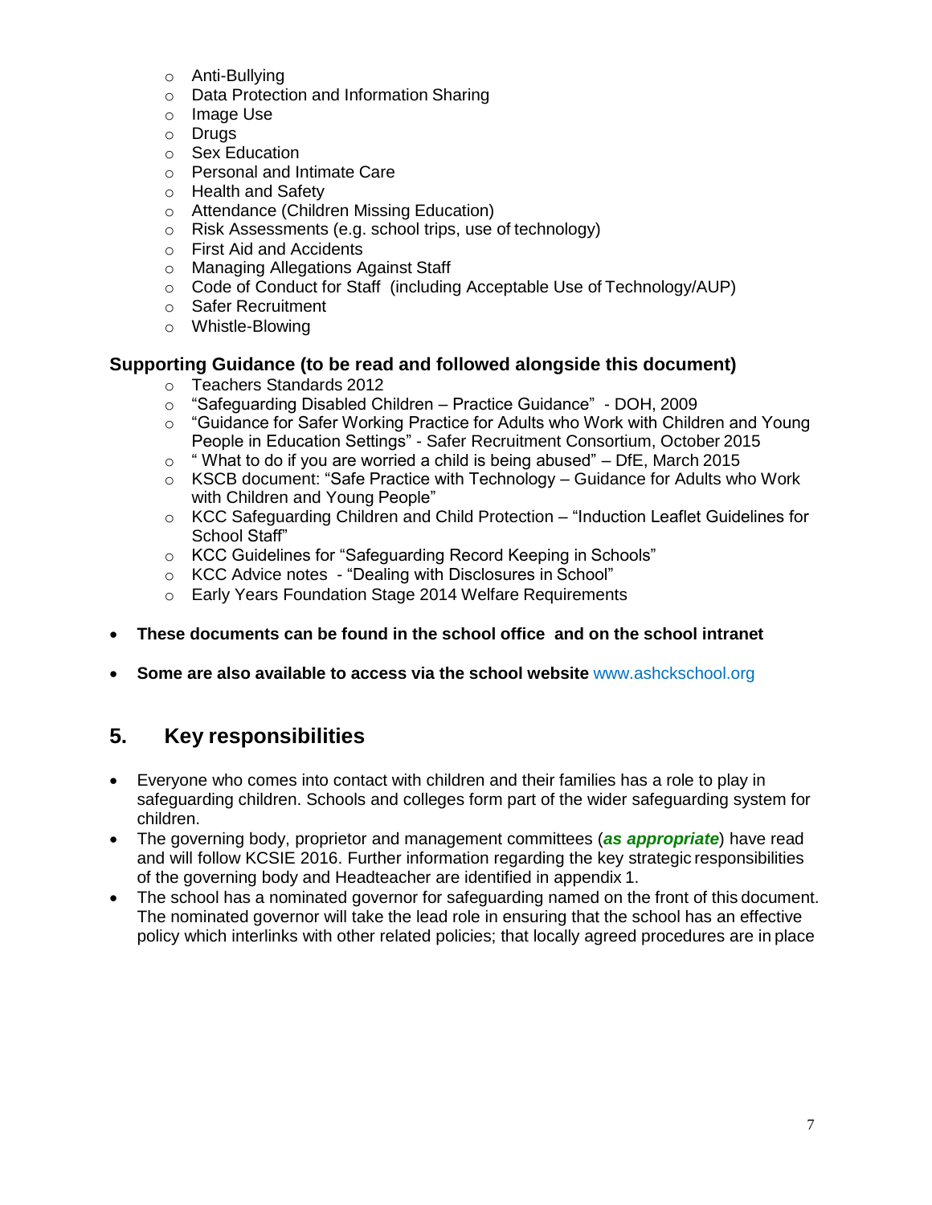- Anti-Bullying
- Data Protection and Information Sharing
- Image Use
- Drugs
- Sex Education
- Personal and Intimate Care
- Health and Safety
- Attendance (Children Missing Education)
- Risk Assessments (e.g. school trips, use of technology)
- First Aid and Accidents
- Managing Allegations Against Staff
- Code of Conduct for Staff (including Acceptable Use of Technology/AUP)
- Safer Recruitment
- Whistle-Blowing

**Supporting Guidance (to be read and followed alongside this document)**

- Teachers Standards 2012
- "Safeguarding Disabled Children – Practice Guidance" - DOH, 2009
- "Guidance for Safer Working Practice for Adults who Work with Children and Young People in Education Settings" - Safer Recruitment Consortium, October 2015
- " What to do if you are worried a child is being abused" – DfE, March 2015
- KSCB document: "Safe Practice with Technology – Guidance for Adults who Work with Children and Young People"
- KCC Safeguarding Children and Child Protection – "Induction Leaflet Guidelines for School Staff"
- KCC Guidelines for "Safeguarding Record Keeping in Schools"
- KCC Advice notes - "Dealing with Disclosures in School"
- Early Years Foundation Stage 2014 Welfare Requirements

- **These documents can be found in the school office and on the school intranet**
- **Some are also available to access via the school website** www.ashckschool.org

## 5. Key responsibilities

- Everyone who comes into contact with children and their families has a role to play in safeguarding children. Schools and colleges form part of the wider safeguarding system for children.
- The governing body, proprietor and management committees (***as appropriate***) have read and will follow KCSIE 2016. Further information regarding the key strategic responsibilities of the governing body and Headteacher are identified in appendix 1.
- The school has a nominated governor for safeguarding named on the front of this document. The nominated governor will take the lead role in ensuring that the school has an effective policy which interlinks with other related policies; that locally agreed procedures are in place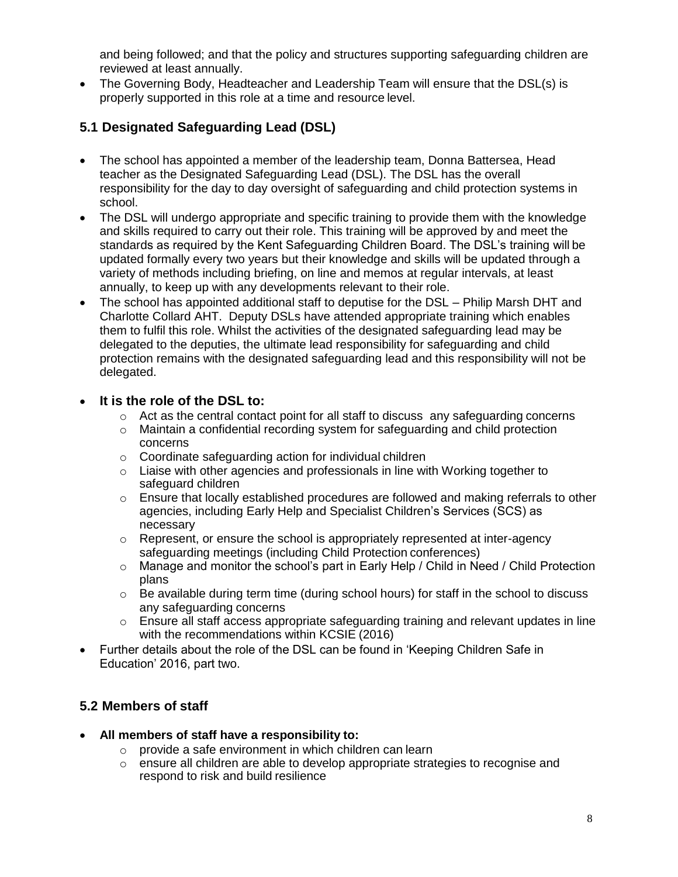and being followed; and that the policy and structures supporting safeguarding children are reviewed at least annually.

- The Governing Body, Headteacher and Leadership Team will ensure that the DSL(s) is properly supported in this role at a time and resource level.

### 5.1 Designated Safeguarding Lead (DSL)

- The school has appointed a member of the leadership team, Donna Battersea, Head teacher as the Designated Safeguarding Lead (DSL). The DSL has the overall responsibility for the day to day oversight of safeguarding and child protection systems in school.
- The DSL will undergo appropriate and specific training to provide them with the knowledge and skills required to carry out their role. This training will be approved by and meet the standards as required by the Kent Safeguarding Children Board. The DSL's training will be updated formally every two years but their knowledge and skills will be updated through a variety of methods including briefing, on line and memos at regular intervals, at least annually, to keep up with any developments relevant to their role.
- The school has appointed additional staff to deputise for the DSL – Philip Marsh DHT and Charlotte Collard AHT. Deputy DSLs have attended appropriate training which enables them to fulfil this role. Whilst the activities of the designated safeguarding lead may be delegated to the deputies, the ultimate lead responsibility for safeguarding and child protection remains with the designated safeguarding lead and this responsibility will not be delegated.
- **It is the role of the DSL to:**
  - Act as the central contact point for all staff to discuss any safeguarding concerns
  - Maintain a confidential recording system for safeguarding and child protection concerns
  - Coordinate safeguarding action for individual children
  - Liaise with other agencies and professionals in line with Working together to safeguard children
  - Ensure that locally established procedures are followed and making referrals to other agencies, including Early Help and Specialist Children's Services (SCS) as necessary
  - Represent, or ensure the school is appropriately represented at inter-agency safeguarding meetings (including Child Protection conferences)
  - Manage and monitor the school's part in Early Help / Child in Need / Child Protection plans
  - Be available during term time (during school hours) for staff in the school to discuss any safeguarding concerns
  - Ensure all staff access appropriate safeguarding training and relevant updates in line with the recommendations within KCSIE (2016)
- Further details about the role of the DSL can be found in 'Keeping Children Safe in Education' 2016, part two.

### 5.2 Members of staff

- **All members of staff have a responsibility to:**
  - provide a safe environment in which children can learn
  - ensure all children are able to develop appropriate strategies to recognise and respond to risk and build resilience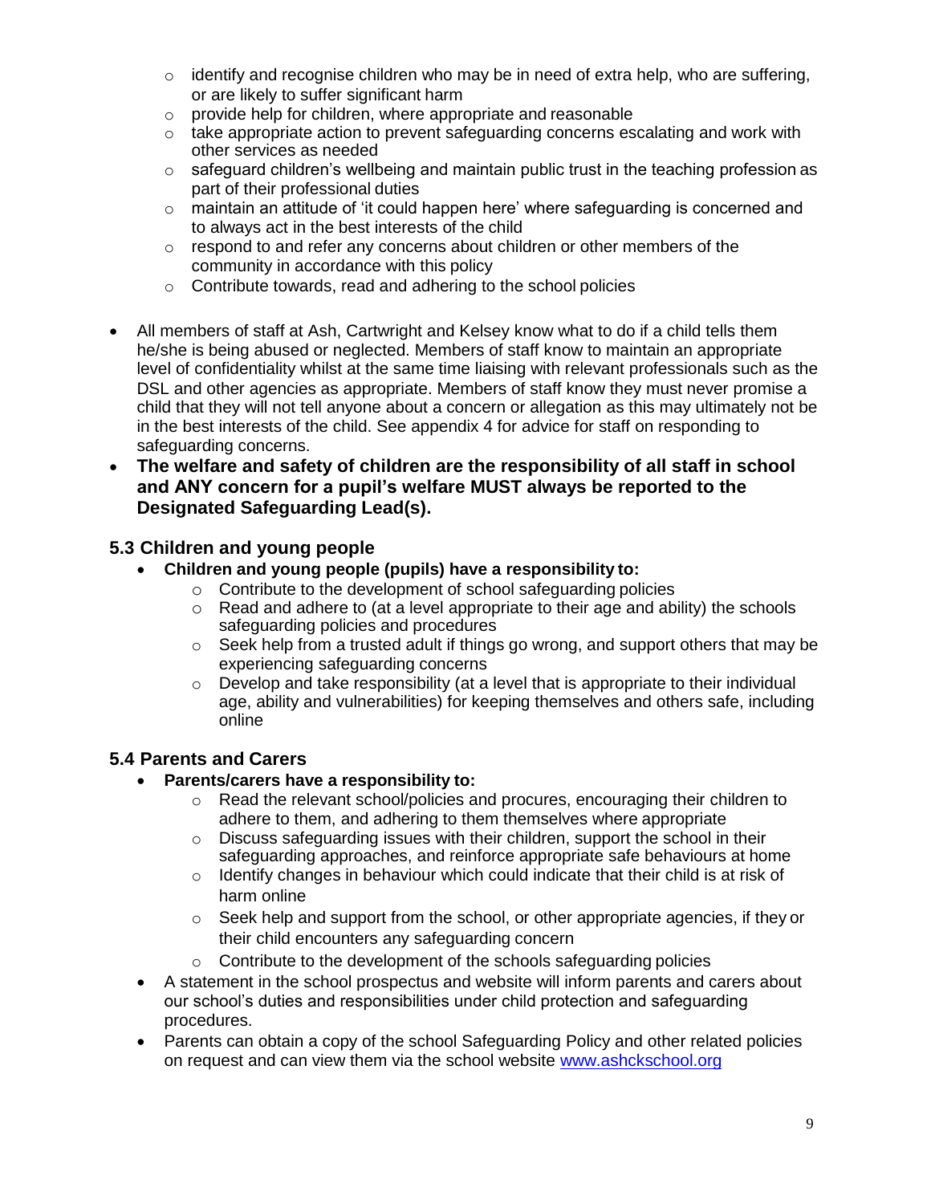- identify and recognise children who may be in need of extra help, who are suffering, or are likely to suffer significant harm
  - provide help for children, where appropriate and reasonable
  - take appropriate action to prevent safeguarding concerns escalating and work with other services as needed
  - safeguard children's wellbeing and maintain public trust in the teaching profession as part of their professional duties
  - maintain an attitude of 'it could happen here' where safeguarding is concerned and to always act in the best interests of the child
  - respond to and refer any concerns about children or other members of the community in accordance with this policy
  - Contribute towards, read and adhering to the school policies

- All members of staff at Ash, Cartwright and Kelsey know what to do if a child tells them he/she is being abused or neglected. Members of staff know to maintain an appropriate level of confidentiality whilst at the same time liaising with relevant professionals such as the DSL and other agencies as appropriate. Members of staff know they must never promise a child that they will not tell anyone about a concern or allegation as this may ultimately not be in the best interests of the child. See appendix 4 for advice for staff on responding to safeguarding concerns.
- **The welfare and safety of children are the responsibility of all staff in school and ANY concern for a pupil's welfare MUST always be reported to the Designated Safeguarding Lead(s).**

## 5.3 Children and young people

- **Children and young people (pupils) have a responsibility to:**
  - Contribute to the development of school safeguarding policies
  - Read and adhere to (at a level appropriate to their age and ability) the schools safeguarding policies and procedures
  - Seek help from a trusted adult if things go wrong, and support others that may be experiencing safeguarding concerns
  - Develop and take responsibility (at a level that is appropriate to their individual age, ability and vulnerabilities) for keeping themselves and others safe, including online

## 5.4 Parents and Carers

- **Parents/carers have a responsibility to:**
  - Read the relevant school/policies and procures, encouraging their children to adhere to them, and adhering to them themselves where appropriate
  - Discuss safeguarding issues with their children, support the school in their safeguarding approaches, and reinforce appropriate safe behaviours at home
  - Identify changes in behaviour which could indicate that their child is at risk of harm online
  - Seek help and support from the school, or other appropriate agencies, if they or their child encounters any safeguarding concern
  - Contribute to the development of the schools safeguarding policies
- A statement in the school prospectus and website will inform parents and carers about our school's duties and responsibilities under child protection and safeguarding procedures.
- Parents can obtain a copy of the school Safeguarding Policy and other related policies on request and can view them via the school website [www.ashckschool.org](www.ashckschool.org)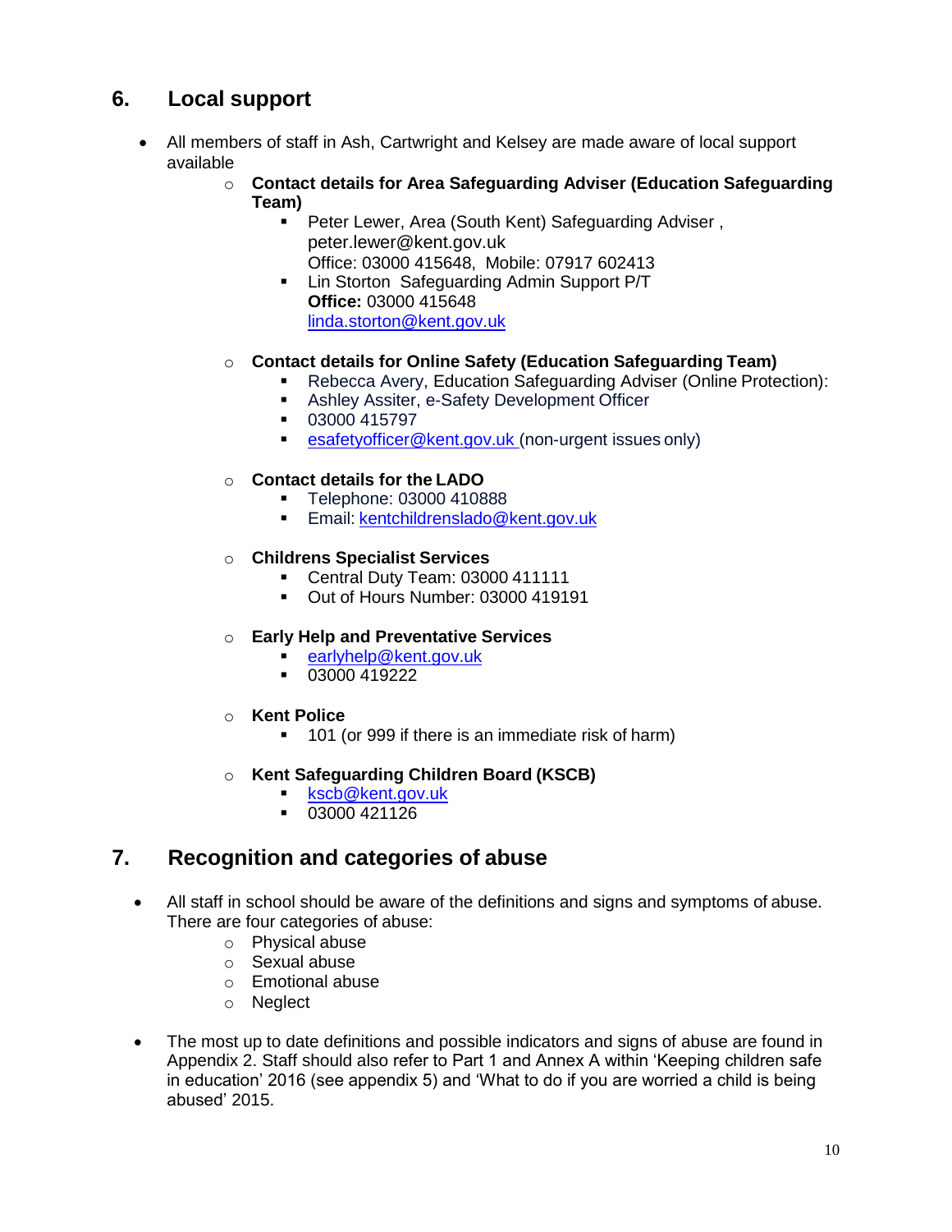## 6. Local support

- All members of staff in Ash, Cartwright and Kelsey are made aware of local support available
  - **Contact details for Area Safeguarding Adviser (Education Safeguarding Team)**
    - Peter Lewer, Area (South Kent) Safeguarding Adviser , peter.lewer@kent.gov.uk
      Office: 03000 415648, Mobile: 07917 602413
    - Lin Storton Safeguarding Admin Support P/T
      **Office:** 03000 415648
      linda.storton@kent.gov.uk
  - **Contact details for Online Safety (Education Safeguarding Team)**
    - Rebecca Avery, Education Safeguarding Adviser (Online Protection):
    - Ashley Assiter, e-Safety Development Officer
    - 03000 415797
    - esafetyofficer@kent.gov.uk (non-urgent issues only)
  - **Contact details for the LADO**
    - Telephone: 03000 410888
    - Email: kentchildrenslado@kent.gov.uk
  - **Childrens Specialist Services**
    - Central Duty Team: 03000 411111
    - Out of Hours Number: 03000 419191
  - **Early Help and Preventative Services**
    - earlyhelp@kent.gov.uk
    - 03000 419222
  - **Kent Police**
    - 101 (or 999 if there is an immediate risk of harm)
  - **Kent Safeguarding Children Board (KSCB)**
    - kscb@kent.gov.uk
    - 03000 421126

## 7. Recognition and categories of abuse

- All staff in school should be aware of the definitions and signs and symptoms of abuse. There are four categories of abuse:
  - Physical abuse
  - Sexual abuse
  - Emotional abuse
  - Neglect
- The most up to date definitions and possible indicators and signs of abuse are found in Appendix 2. Staff should also refer to Part 1 and Annex A within 'Keeping children safe in education' 2016 (see appendix 5) and 'What to do if you are worried a child is being abused' 2015.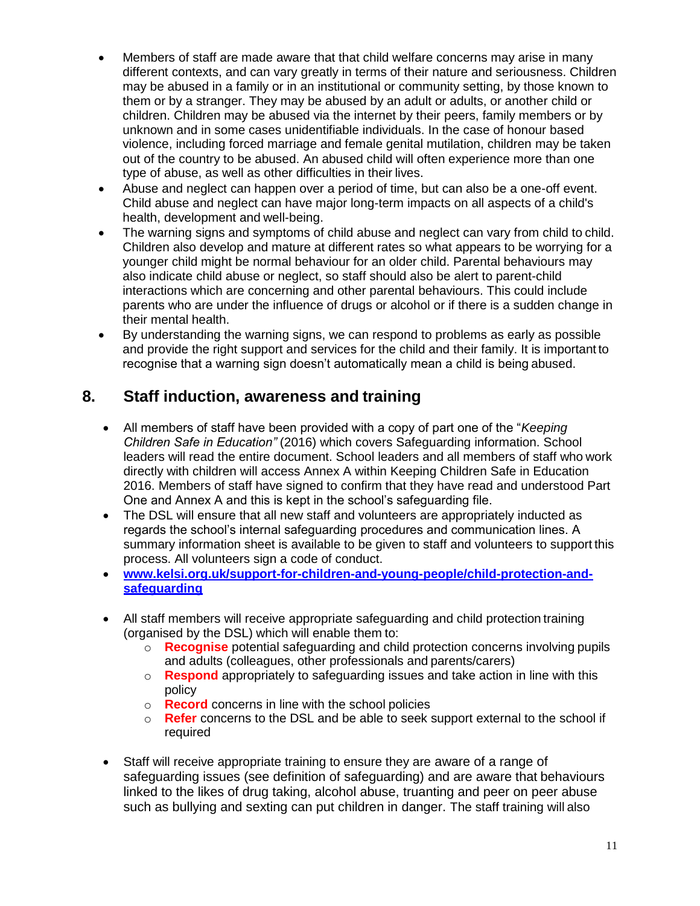- Members of staff are made aware that that child welfare concerns may arise in many different contexts, and can vary greatly in terms of their nature and seriousness. Children may be abused in a family or in an institutional or community setting, by those known to them or by a stranger. They may be abused by an adult or adults, or another child or children. Children may be abused via the internet by their peers, family members or by unknown and in some cases unidentifiable individuals. In the case of honour based violence, including forced marriage and female genital mutilation, children may be taken out of the country to be abused. An abused child will often experience more than one type of abuse, as well as other difficulties in their lives.
- Abuse and neglect can happen over a period of time, but can also be a one-off event. Child abuse and neglect can have major long-term impacts on all aspects of a child's health, development and well-being.
- The warning signs and symptoms of child abuse and neglect can vary from child to child. Children also develop and mature at different rates so what appears to be worrying for a younger child might be normal behaviour for an older child. Parental behaviours may also indicate child abuse or neglect, so staff should also be alert to parent-child interactions which are concerning and other parental behaviours. This could include parents who are under the influence of drugs or alcohol or if there is a sudden change in their mental health.
- By understanding the warning signs, we can respond to problems as early as possible and provide the right support and services for the child and their family. It is important to recognise that a warning sign doesn't automatically mean a child is being abused.

## 8. Staff induction, awareness and training

- All members of staff have been provided with a copy of part one of the "*Keeping Children Safe in Education"* (2016) which covers Safeguarding information. School leaders will read the entire document. School leaders and all members of staff who work directly with children will access Annex A within Keeping Children Safe in Education 2016. Members of staff have signed to confirm that they have read and understood Part One and Annex A and this is kept in the school's safeguarding file.
- The DSL will ensure that all new staff and volunteers are appropriately inducted as regards the school's internal safeguarding procedures and communication lines. A summary information sheet is available to be given to staff and volunteers to support this process. All volunteers sign a code of conduct.
- **www.kelsi.org.uk/support-for-children-and-young-people/child-protection-and-safeguarding**
- All staff members will receive appropriate safeguarding and child protection training (organised by the DSL) which will enable them to:
  - **Recognise** potential safeguarding and child protection concerns involving pupils and adults (colleagues, other professionals and parents/carers)
  - **Respond** appropriately to safeguarding issues and take action in line with this policy
  - **Record** concerns in line with the school policies
  - **Refer** concerns to the DSL and be able to seek support external to the school if required
- Staff will receive appropriate training to ensure they are aware of a range of safeguarding issues (see definition of safeguarding) and are aware that behaviours linked to the likes of drug taking, alcohol abuse, truanting and peer on peer abuse such as bullying and sexting can put children in danger. The staff training will also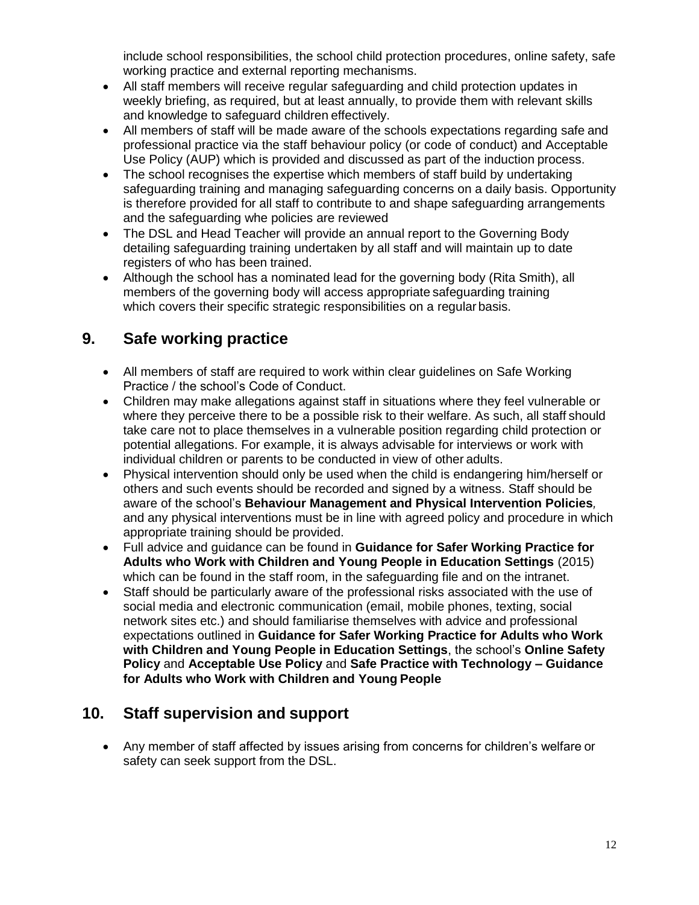include school responsibilities, the school child protection procedures, online safety, safe working practice and external reporting mechanisms.

- All staff members will receive regular safeguarding and child protection updates in weekly briefing, as required, but at least annually, to provide them with relevant skills and knowledge to safeguard children effectively.
- All members of staff will be made aware of the schools expectations regarding safe and professional practice via the staff behaviour policy (or code of conduct) and Acceptable Use Policy (AUP) which is provided and discussed as part of the induction process.
- The school recognises the expertise which members of staff build by undertaking safeguarding training and managing safeguarding concerns on a daily basis. Opportunity is therefore provided for all staff to contribute to and shape safeguarding arrangements and the safeguarding whe policies are reviewed
- The DSL and Head Teacher will provide an annual report to the Governing Body detailing safeguarding training undertaken by all staff and will maintain up to date registers of who has been trained.
- Although the school has a nominated lead for the governing body (Rita Smith), all members of the governing body will access appropriate safeguarding training which covers their specific strategic responsibilities on a regular basis.

## 9. Safe working practice

- All members of staff are required to work within clear guidelines on Safe Working Practice / the school's Code of Conduct.
- Children may make allegations against staff in situations where they feel vulnerable or where they perceive there to be a possible risk to their welfare. As such, all staff should take care not to place themselves in a vulnerable position regarding child protection or potential allegations. For example, it is always advisable for interviews or work with individual children or parents to be conducted in view of other adults.
- Physical intervention should only be used when the child is endangering him/herself or others and such events should be recorded and signed by a witness. Staff should be aware of the school's **Behaviour Management and Physical Intervention Policies**, and any physical interventions must be in line with agreed policy and procedure in which appropriate training should be provided.
- Full advice and guidance can be found in **Guidance for Safer Working Practice for Adults who Work with Children and Young People in Education Settings** (2015) which can be found in the staff room, in the safeguarding file and on the intranet.
- Staff should be particularly aware of the professional risks associated with the use of social media and electronic communication (email, mobile phones, texting, social network sites etc.) and should familiarise themselves with advice and professional expectations outlined in **Guidance for Safer Working Practice for Adults who Work with Children and Young People in Education Settings**, the school's **Online Safety Policy** and **Acceptable Use Policy** and **Safe Practice with Technology – Guidance for Adults who Work with Children and Young People**

## 10. Staff supervision and support

- Any member of staff affected by issues arising from concerns for children's welfare or safety can seek support from the DSL.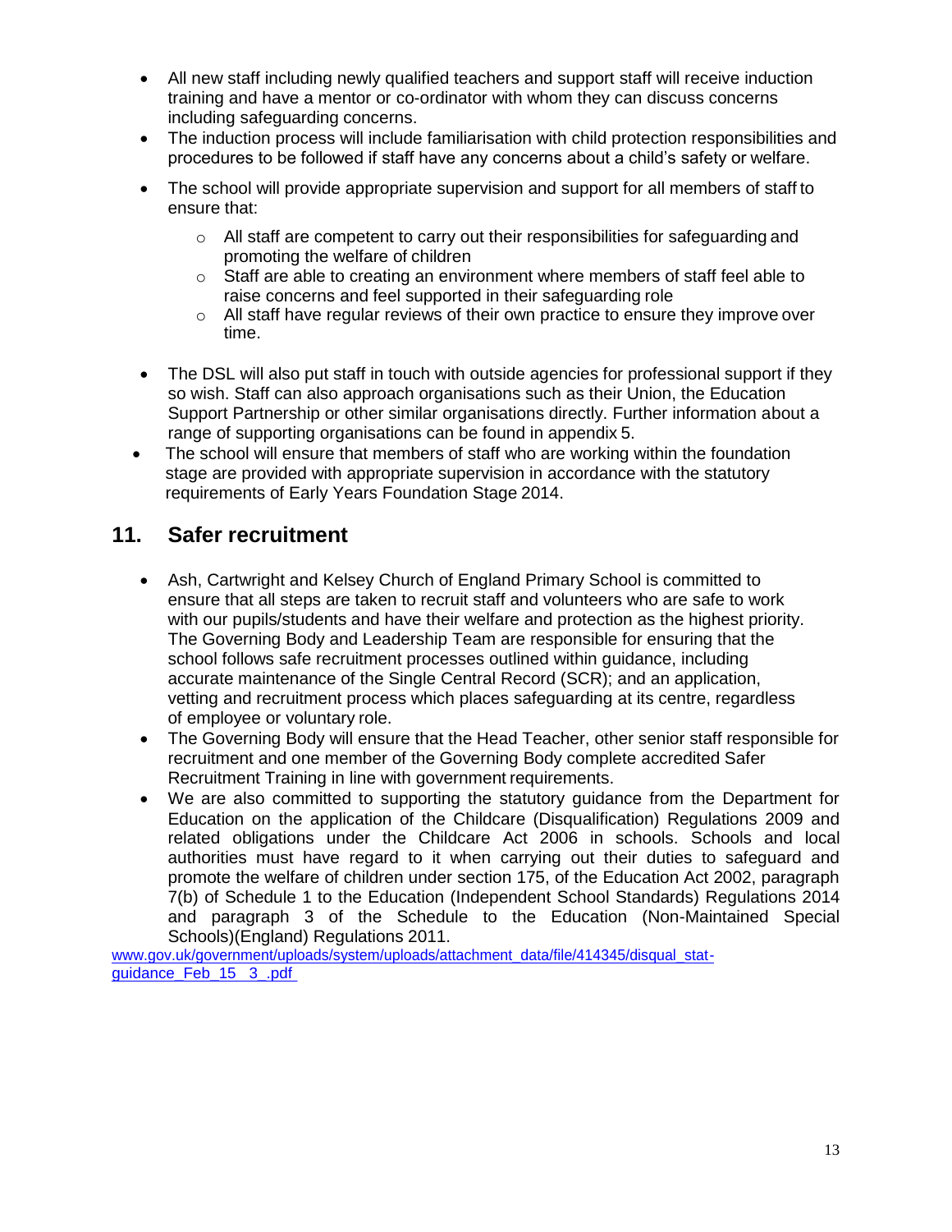- All new staff including newly qualified teachers and support staff will receive induction training and have a mentor or co-ordinator with whom they can discuss concerns including safeguarding concerns.
- The induction process will include familiarisation with child protection responsibilities and procedures to be followed if staff have any concerns about a child's safety or welfare.
- The school will provide appropriate supervision and support for all members of staff to ensure that:
  - All staff are competent to carry out their responsibilities for safeguarding and promoting the welfare of children
  - Staff are able to creating an environment where members of staff feel able to raise concerns and feel supported in their safeguarding role
  - All staff have regular reviews of their own practice to ensure they improve over time.
- The DSL will also put staff in touch with outside agencies for professional support if they so wish. Staff can also approach organisations such as their Union, the Education Support Partnership or other similar organisations directly. Further information about a range of supporting organisations can be found in appendix 5.
- The school will ensure that members of staff who are working within the foundation stage are provided with appropriate supervision in accordance with the statutory requirements of Early Years Foundation Stage 2014.

## 11. Safer recruitment

- Ash, Cartwright and Kelsey Church of England Primary School is committed to ensure that all steps are taken to recruit staff and volunteers who are safe to work with our pupils/students and have their welfare and protection as the highest priority. The Governing Body and Leadership Team are responsible for ensuring that the school follows safe recruitment processes outlined within guidance, including accurate maintenance of the Single Central Record (SCR); and an application, vetting and recruitment process which places safeguarding at its centre, regardless of employee or voluntary role.
- The Governing Body will ensure that the Head Teacher, other senior staff responsible for recruitment and one member of the Governing Body complete accredited Safer Recruitment Training in line with government requirements.
- We are also committed to supporting the statutory guidance from the Department for Education on the application of the Childcare (Disqualification) Regulations 2009 and related obligations under the Childcare Act 2006 in schools. Schools and local authorities must have regard to it when carrying out their duties to safeguard and promote the welfare of children under section 175, of the Education Act 2002, paragraph 7(b) of Schedule 1 to the Education (Independent School Standards) Regulations 2014 and paragraph 3 of the Schedule to the Education (Non-Maintained Special Schools)(England) Regulations 2011.

www.gov.uk/government/uploads/system/uploads/attachment_data/file/414345/disqual_stat-guidance_Feb_15__3_.pdf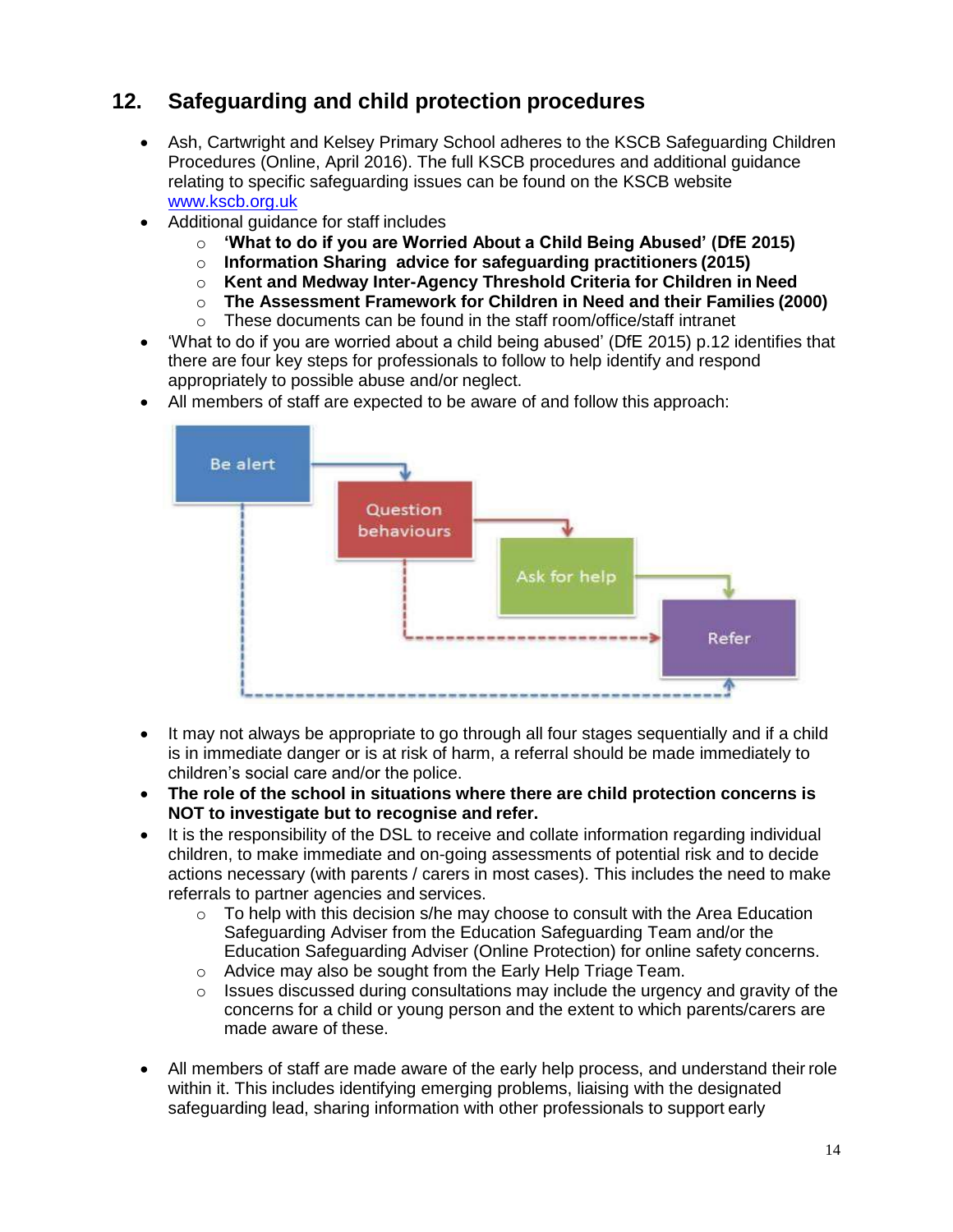## 12. Safeguarding and child protection procedures

- Ash, Cartwright and Kelsey Primary School adheres to the KSCB Safeguarding Children Procedures (Online, April 2016). The full KSCB procedures and additional guidance relating to specific safeguarding issues can be found on the KSCB website [www.kscb.org.uk](http://www.kscb.org.uk)
- Additional guidance for staff includes
  - **'What to do if you are Worried About a Child Being Abused' (DfE 2015)**
  - **Information Sharing advice for safeguarding practitioners (2015)**
  - **Kent and Medway Inter-Agency Threshold Criteria for Children in Need**
  - **The Assessment Framework for Children in Need and their Families (2000)**
  - These documents can be found in the staff room/office/staff intranet
- 'What to do if you are worried about a child being abused' (DfE 2015) p.12 identifies that there are four key steps for professionals to follow to help identify and respond appropriately to possible abuse and/or neglect.
- All members of staff are expected to be aware of and follow this approach:

Be alert → Question behaviours → Ask for help → Refer

- It may not always be appropriate to go through all four stages sequentially and if a child is in immediate danger or is at risk of harm, a referral should be made immediately to children's social care and/or the police.
- **The role of the school in situations where there are child protection concerns is NOT to investigate but to recognise and refer.**
- It is the responsibility of the DSL to receive and collate information regarding individual children, to make immediate and on-going assessments of potential risk and to decide actions necessary (with parents / carers in most cases). This includes the need to make referrals to partner agencies and services.
  - To help with this decision s/he may choose to consult with the Area Education Safeguarding Adviser from the Education Safeguarding Team and/or the Education Safeguarding Adviser (Online Protection) for online safety concerns.
  - Advice may also be sought from the Early Help Triage Team.
  - Issues discussed during consultations may include the urgency and gravity of the concerns for a child or young person and the extent to which parents/carers are made aware of these.

- All members of staff are made aware of the early help process, and understand their role within it. This includes identifying emerging problems, liaising with the designated safeguarding lead, sharing information with other professionals to support early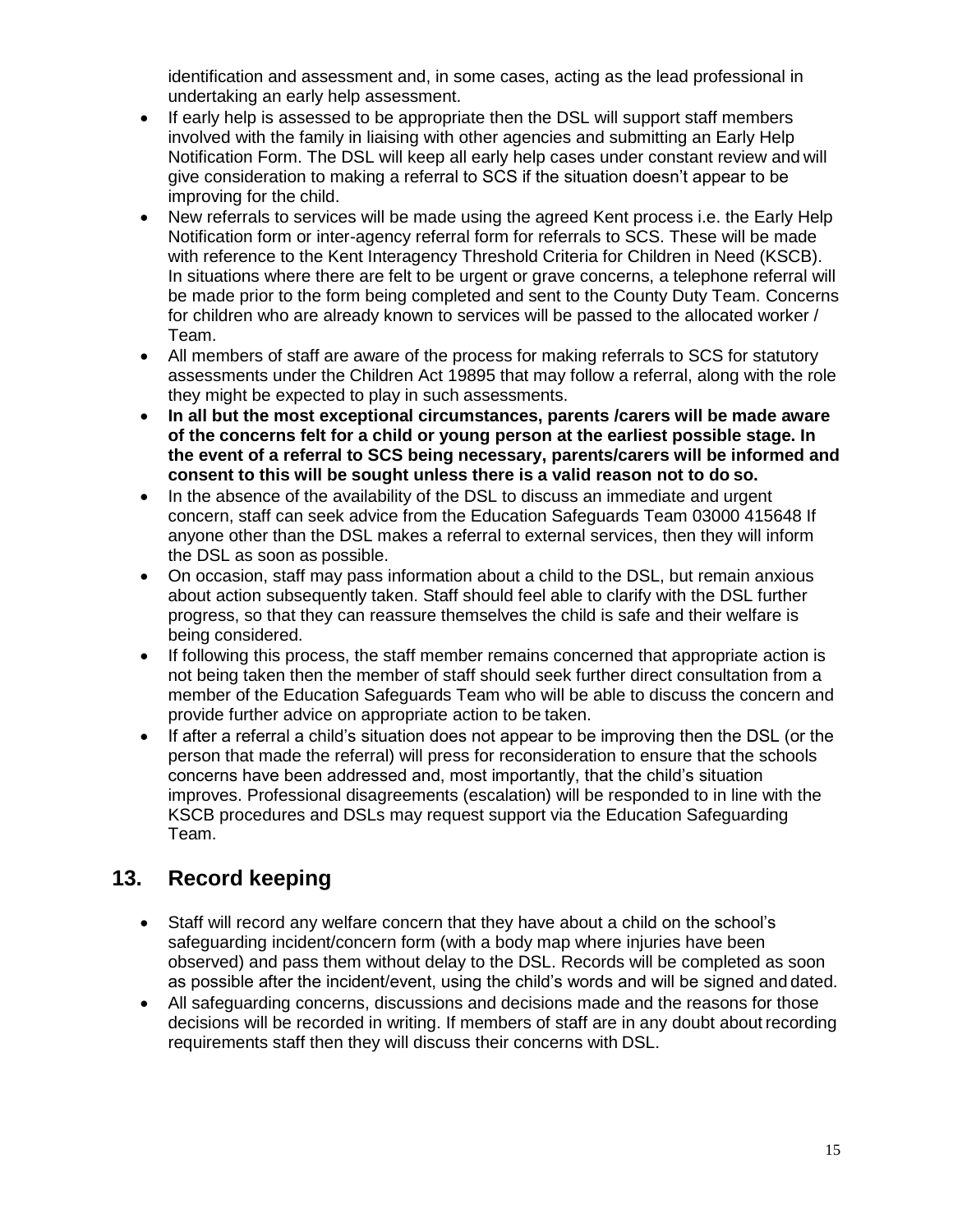identification and assessment and, in some cases, acting as the lead professional in undertaking an early help assessment.

- If early help is assessed to be appropriate then the DSL will support staff members involved with the family in liaising with other agencies and submitting an Early Help Notification Form. The DSL will keep all early help cases under constant review and will give consideration to making a referral to SCS if the situation doesn't appear to be improving for the child.
- New referrals to services will be made using the agreed Kent process i.e. the Early Help Notification form or inter-agency referral form for referrals to SCS. These will be made with reference to the Kent Interagency Threshold Criteria for Children in Need (KSCB). In situations where there are felt to be urgent or grave concerns, a telephone referral will be made prior to the form being completed and sent to the County Duty Team. Concerns for children who are already known to services will be passed to the allocated worker / Team.
- All members of staff are aware of the process for making referrals to SCS for statutory assessments under the Children Act 19895 that may follow a referral, along with the role they might be expected to play in such assessments.
- **In all but the most exceptional circumstances, parents /carers will be made aware of the concerns felt for a child or young person at the earliest possible stage. In the event of a referral to SCS being necessary, parents/carers will be informed and consent to this will be sought unless there is a valid reason not to do so.**
- In the absence of the availability of the DSL to discuss an immediate and urgent concern, staff can seek advice from the Education Safeguards Team 03000 415648 If anyone other than the DSL makes a referral to external services, then they will inform the DSL as soon as possible.
- On occasion, staff may pass information about a child to the DSL, but remain anxious about action subsequently taken. Staff should feel able to clarify with the DSL further progress, so that they can reassure themselves the child is safe and their welfare is being considered.
- If following this process, the staff member remains concerned that appropriate action is not being taken then the member of staff should seek further direct consultation from a member of the Education Safeguards Team who will be able to discuss the concern and provide further advice on appropriate action to be taken.
- If after a referral a child's situation does not appear to be improving then the DSL (or the person that made the referral) will press for reconsideration to ensure that the schools concerns have been addressed and, most importantly, that the child's situation improves. Professional disagreements (escalation) will be responded to in line with the KSCB procedures and DSLs may request support via the Education Safeguarding Team.

## 13. Record keeping

- Staff will record any welfare concern that they have about a child on the school's safeguarding incident/concern form (with a body map where injuries have been observed) and pass them without delay to the DSL. Records will be completed as soon as possible after the incident/event, using the child's words and will be signed and dated.
- All safeguarding concerns, discussions and decisions made and the reasons for those decisions will be recorded in writing. If members of staff are in any doubt about recording requirements staff then they will discuss their concerns with DSL.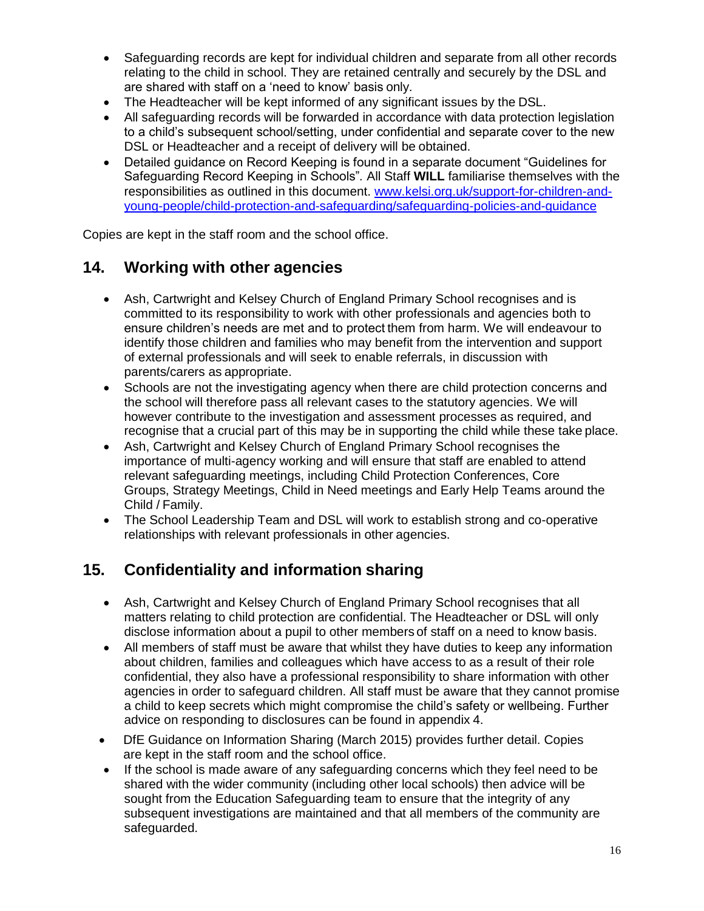- Safeguarding records are kept for individual children and separate from all other records relating to the child in school. They are retained centrally and securely by the DSL and are shared with staff on a 'need to know' basis only.
- The Headteacher will be kept informed of any significant issues by the DSL.
- All safeguarding records will be forwarded in accordance with data protection legislation to a child's subsequent school/setting, under confidential and separate cover to the new DSL or Headteacher and a receipt of delivery will be obtained.
- Detailed guidance on Record Keeping is found in a separate document "Guidelines for Safeguarding Record Keeping in Schools". All Staff **WILL** familiarise themselves with the responsibilities as outlined in this document. [www.kelsi.org.uk/support-for-children-and-young-people/child-protection-and-safeguarding/safeguarding-policies-and-guidance](http://www.kelsi.org.uk/support-for-children-and-young-people/child-protection-and-safeguarding/safeguarding-policies-and-guidance)

Copies are kept in the staff room and the school office.

## 14. Working with other agencies

- Ash, Cartwright and Kelsey Church of England Primary School recognises and is committed to its responsibility to work with other professionals and agencies both to ensure children's needs are met and to protect them from harm. We will endeavour to identify those children and families who may benefit from the intervention and support of external professionals and will seek to enable referrals, in discussion with parents/carers as appropriate.
- Schools are not the investigating agency when there are child protection concerns and the school will therefore pass all relevant cases to the statutory agencies. We will however contribute to the investigation and assessment processes as required, and recognise that a crucial part of this may be in supporting the child while these take place.
- Ash, Cartwright and Kelsey Church of England Primary School recognises the importance of multi-agency working and will ensure that staff are enabled to attend relevant safeguarding meetings, including Child Protection Conferences, Core Groups, Strategy Meetings, Child in Need meetings and Early Help Teams around the Child / Family.
- The School Leadership Team and DSL will work to establish strong and co-operative relationships with relevant professionals in other agencies.

## 15. Confidentiality and information sharing

- Ash, Cartwright and Kelsey Church of England Primary School recognises that all matters relating to child protection are confidential. The Headteacher or DSL will only disclose information about a pupil to other members of staff on a need to know basis.
- All members of staff must be aware that whilst they have duties to keep any information about children, families and colleagues which have access to as a result of their role confidential, they also have a professional responsibility to share information with other agencies in order to safeguard children. All staff must be aware that they cannot promise a child to keep secrets which might compromise the child's safety or wellbeing. Further advice on responding to disclosures can be found in appendix 4.
- DfE Guidance on Information Sharing (March 2015) provides further detail. Copies are kept in the staff room and the school office.
- If the school is made aware of any safeguarding concerns which they feel need to be shared with the wider community (including other local schools) then advice will be sought from the Education Safeguarding team to ensure that the integrity of any subsequent investigations are maintained and that all members of the community are safeguarded.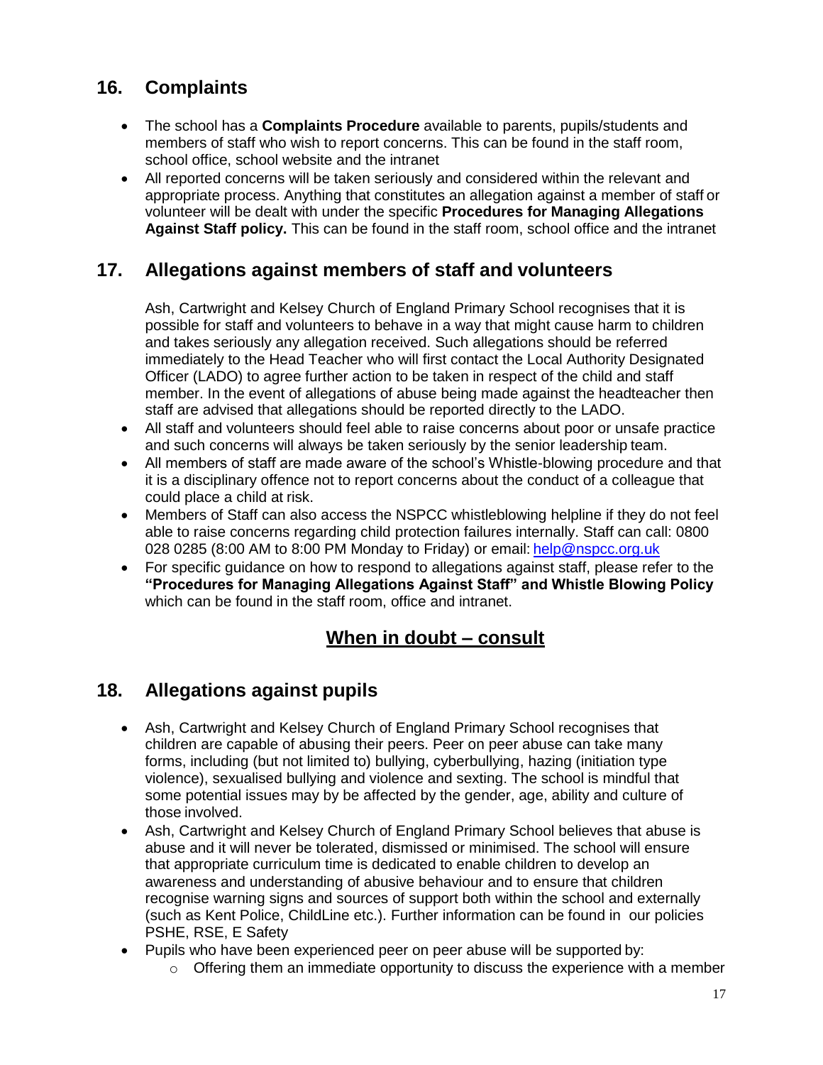## 16. Complaints

- The school has a **Complaints Procedure** available to parents, pupils/students and members of staff who wish to report concerns. This can be found in the staff room, school office, school website and the intranet
- All reported concerns will be taken seriously and considered within the relevant and appropriate process. Anything that constitutes an allegation against a member of staff or volunteer will be dealt with under the specific **Procedures for Managing Allegations Against Staff policy.** This can be found in the staff room, school office and the intranet

## 17. Allegations against members of staff and volunteers

Ash, Cartwright and Kelsey Church of England Primary School recognises that it is possible for staff and volunteers to behave in a way that might cause harm to children and takes seriously any allegation received. Such allegations should be referred immediately to the Head Teacher who will first contact the Local Authority Designated Officer (LADO) to agree further action to be taken in respect of the child and staff member. In the event of allegations of abuse being made against the headteacher then staff are advised that allegations should be reported directly to the LADO.

- All staff and volunteers should feel able to raise concerns about poor or unsafe practice and such concerns will always be taken seriously by the senior leadership team.
- All members of staff are made aware of the school's Whistle-blowing procedure and that it is a disciplinary offence not to report concerns about the conduct of a colleague that could place a child at risk.
- Members of Staff can also access the NSPCC whistleblowing helpline if they do not feel able to raise concerns regarding child protection failures internally. Staff can call: 0800 028 0285 (8:00 AM to 8:00 PM Monday to Friday) or email: [help@nspcc.org.uk](mailto:help@nspcc.org.uk)
- For specific guidance on how to respond to allegations against staff, please refer to the **"Procedures for Managing Allegations Against Staff" and Whistle Blowing Policy** which can be found in the staff room, office and intranet.

**<u>When in doubt – consult</u>**

## 18. Allegations against pupils

- Ash, Cartwright and Kelsey Church of England Primary School recognises that children are capable of abusing their peers. Peer on peer abuse can take many forms, including (but not limited to) bullying, cyberbullying, hazing (initiation type violence), sexualised bullying and violence and sexting. The school is mindful that some potential issues may by be affected by the gender, age, ability and culture of those involved.
- Ash, Cartwright and Kelsey Church of England Primary School believes that abuse is abuse and it will never be tolerated, dismissed or minimised. The school will ensure that appropriate curriculum time is dedicated to enable children to develop an awareness and understanding of abusive behaviour and to ensure that children recognise warning signs and sources of support both within the school and externally (such as Kent Police, ChildLine etc.). Further information can be found in our policies PSHE, RSE, E Safety
- Pupils who have been experienced peer on peer abuse will be supported by:
  - Offering them an immediate opportunity to discuss the experience with a member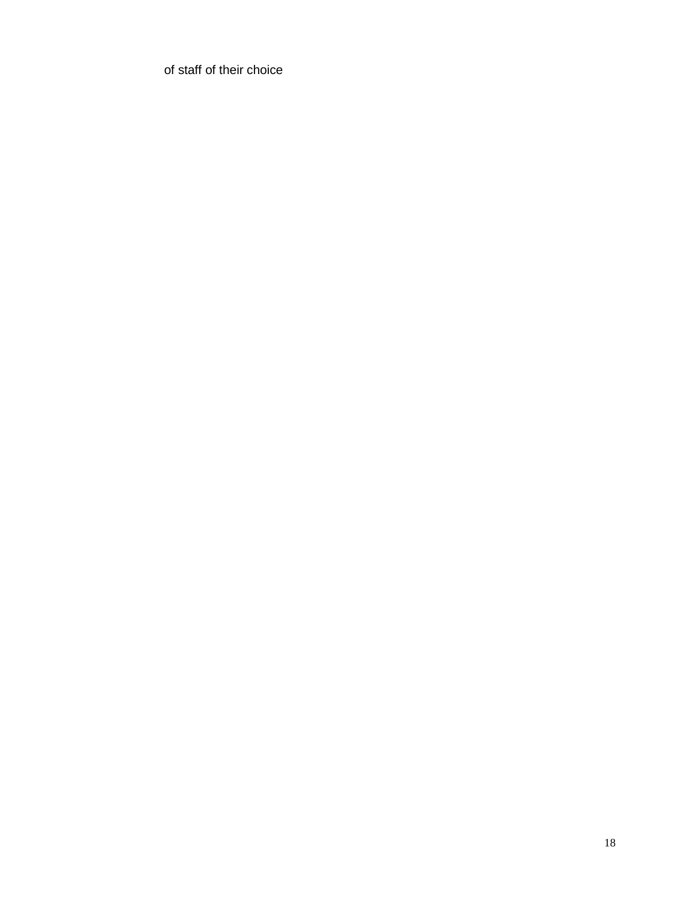of staff of their choice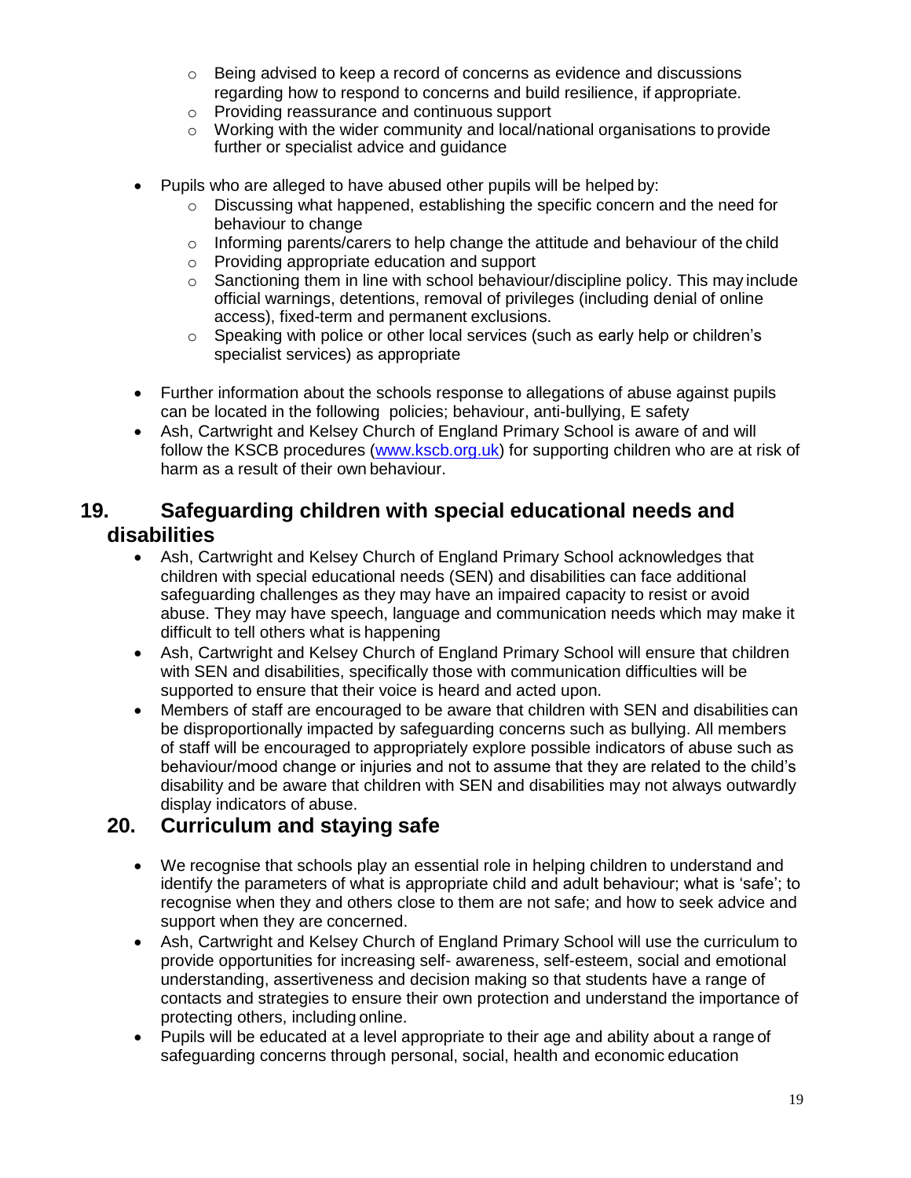- Being advised to keep a record of concerns as evidence and discussions regarding how to respond to concerns and build resilience, if appropriate.
  - Providing reassurance and continuous support
  - Working with the wider community and local/national organisations to provide further or specialist advice and guidance

- Pupils who are alleged to have abused other pupils will be helped by:
  - Discussing what happened, establishing the specific concern and the need for behaviour to change
  - Informing parents/carers to help change the attitude and behaviour of the child
  - Providing appropriate education and support
  - Sanctioning them in line with school behaviour/discipline policy. This may include official warnings, detentions, removal of privileges (including denial of online access), fixed-term and permanent exclusions.
  - Speaking with police or other local services (such as early help or children's specialist services) as appropriate

- Further information about the schools response to allegations of abuse against pupils can be located in the following policies; behaviour, anti-bullying, E safety
- Ash, Cartwright and Kelsey Church of England Primary School is aware of and will follow the KSCB procedures (www.kscb.org.uk) for supporting children who are at risk of harm as a result of their own behaviour.

## 19. Safeguarding children with special educational needs and disabilities

- Ash, Cartwright and Kelsey Church of England Primary School acknowledges that children with special educational needs (SEN) and disabilities can face additional safeguarding challenges as they may have an impaired capacity to resist or avoid abuse. They may have speech, language and communication needs which may make it difficult to tell others what is happening
- Ash, Cartwright and Kelsey Church of England Primary School will ensure that children with SEN and disabilities, specifically those with communication difficulties will be supported to ensure that their voice is heard and acted upon.
- Members of staff are encouraged to be aware that children with SEN and disabilities can be disproportionally impacted by safeguarding concerns such as bullying. All members of staff will be encouraged to appropriately explore possible indicators of abuse such as behaviour/mood change or injuries and not to assume that they are related to the child's disability and be aware that children with SEN and disabilities may not always outwardly display indicators of abuse.

## 20. Curriculum and staying safe

- We recognise that schools play an essential role in helping children to understand and identify the parameters of what is appropriate child and adult behaviour; what is 'safe'; to recognise when they and others close to them are not safe; and how to seek advice and support when they are concerned.
- Ash, Cartwright and Kelsey Church of England Primary School will use the curriculum to provide opportunities for increasing self- awareness, self-esteem, social and emotional understanding, assertiveness and decision making so that students have a range of contacts and strategies to ensure their own protection and understand the importance of protecting others, including online.
- Pupils will be educated at a level appropriate to their age and ability about a range of safeguarding concerns through personal, social, health and economic education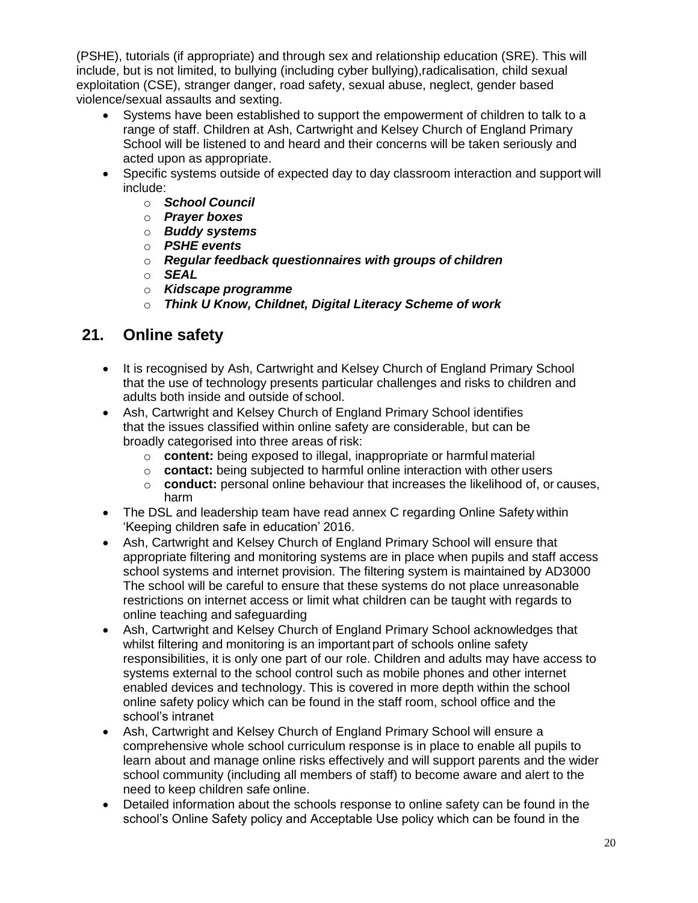(PSHE), tutorials (if appropriate) and through sex and relationship education (SRE). This will include, but is not limited, to bullying (including cyber bullying),radicalisation, child sexual exploitation (CSE), stranger danger, road safety, sexual abuse, neglect, gender based violence/sexual assaults and sexting.

- Systems have been established to support the empowerment of children to talk to a range of staff. Children at Ash, Cartwright and Kelsey Church of England Primary School will be listened to and heard and their concerns will be taken seriously and acted upon as appropriate.
- Specific systems outside of expected day to day classroom interaction and support will include:
  - ***School Council***
  - ***Prayer boxes***
  - ***Buddy systems***
  - ***PSHE events***
  - ***Regular feedback questionnaires with groups of children***
  - ***SEAL***
  - ***Kidscape programme***
  - ***Think U Know, Childnet, Digital Literacy Scheme of work***

## 21. Online safety

- It is recognised by Ash, Cartwright and Kelsey Church of England Primary School that the use of technology presents particular challenges and risks to children and adults both inside and outside of school.
- Ash, Cartwright and Kelsey Church of England Primary School identifies that the issues classified within online safety are considerable, but can be broadly categorised into three areas of risk:
  - **content:** being exposed to illegal, inappropriate or harmful material
  - **contact:** being subjected to harmful online interaction with other users
  - **conduct:** personal online behaviour that increases the likelihood of, or causes, harm
- The DSL and leadership team have read annex C regarding Online Safety within 'Keeping children safe in education' 2016.
- Ash, Cartwright and Kelsey Church of England Primary School will ensure that appropriate filtering and monitoring systems are in place when pupils and staff access school systems and internet provision. The filtering system is maintained by AD3000 The school will be careful to ensure that these systems do not place unreasonable restrictions on internet access or limit what children can be taught with regards to online teaching and safeguarding
- Ash, Cartwright and Kelsey Church of England Primary School acknowledges that whilst filtering and monitoring is an important part of schools online safety responsibilities, it is only one part of our role. Children and adults may have access to systems external to the school control such as mobile phones and other internet enabled devices and technology. This is covered in more depth within the school online safety policy which can be found in the staff room, school office and the school's intranet
- Ash, Cartwright and Kelsey Church of England Primary School will ensure a comprehensive whole school curriculum response is in place to enable all pupils to learn about and manage online risks effectively and will support parents and the wider school community (including all members of staff) to become aware and alert to the need to keep children safe online.
- Detailed information about the schools response to online safety can be found in the school's Online Safety policy and Acceptable Use policy which can be found in the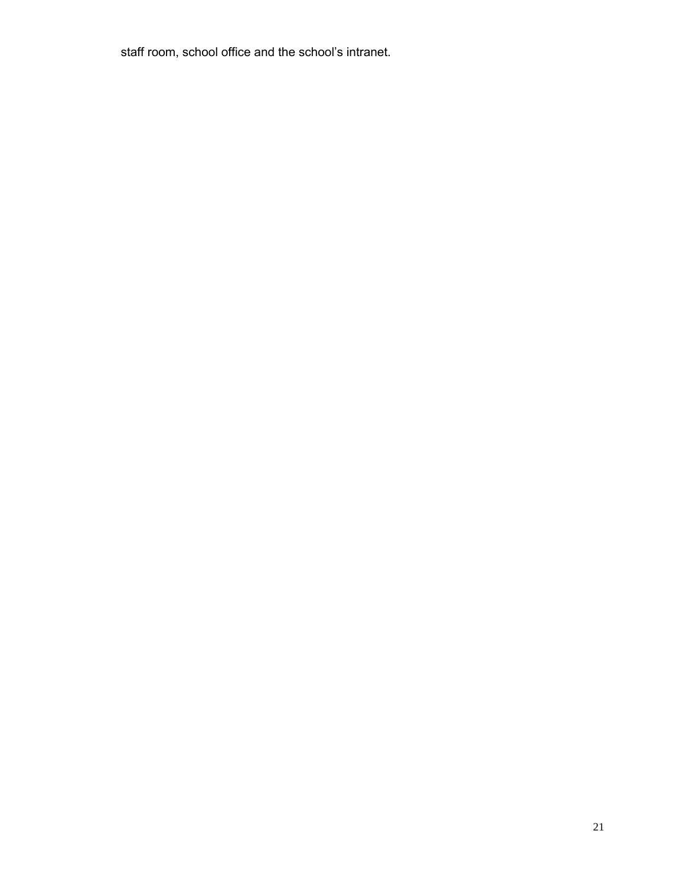staff room, school office and the school's intranet.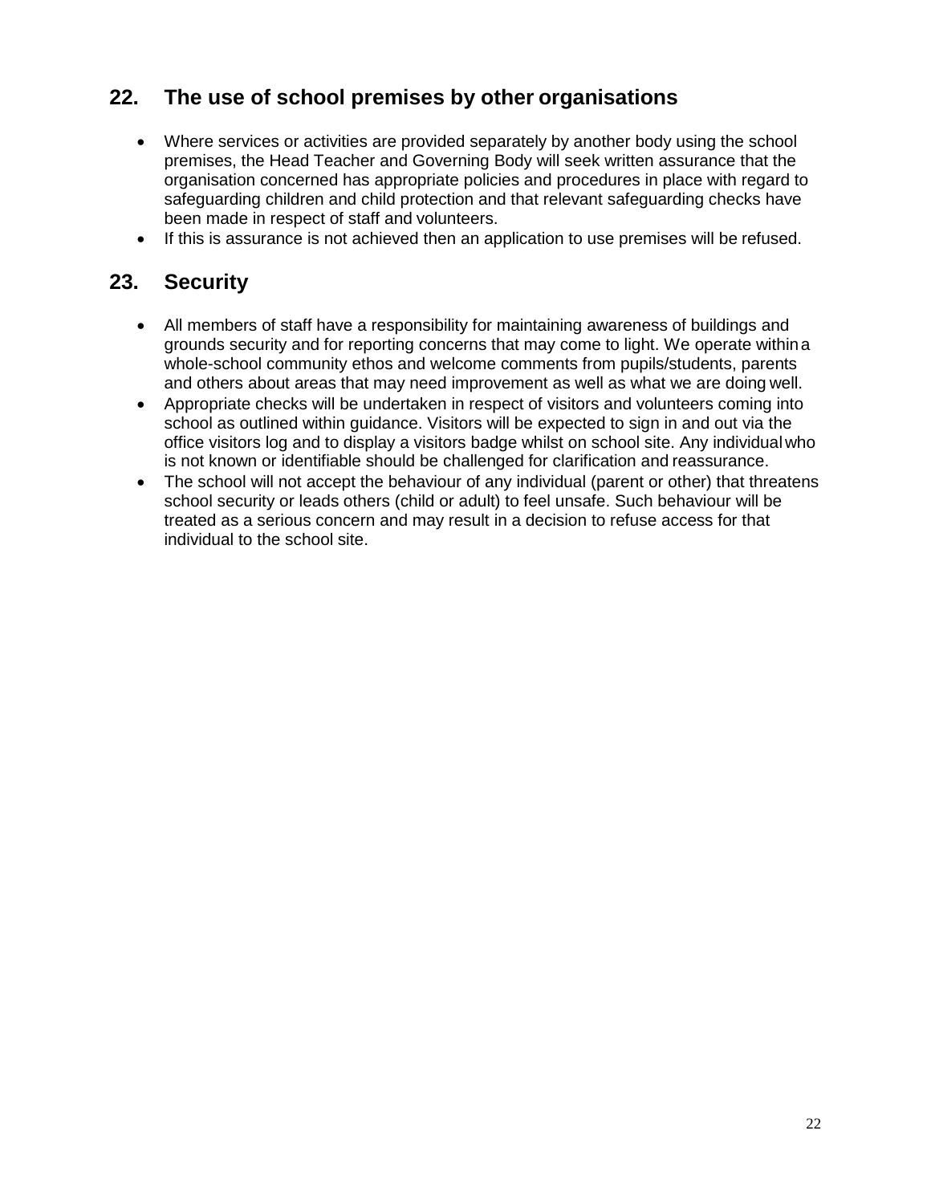## 22. The use of school premises by other organisations

- Where services or activities are provided separately by another body using the school premises, the Head Teacher and Governing Body will seek written assurance that the organisation concerned has appropriate policies and procedures in place with regard to safeguarding children and child protection and that relevant safeguarding checks have been made in respect of staff and volunteers.
- If this is assurance is not achieved then an application to use premises will be refused.

## 23. Security

- All members of staff have a responsibility for maintaining awareness of buildings and grounds security and for reporting concerns that may come to light. We operate within a whole-school community ethos and welcome comments from pupils/students, parents and others about areas that may need improvement as well as what we are doing well.
- Appropriate checks will be undertaken in respect of visitors and volunteers coming into school as outlined within guidance. Visitors will be expected to sign in and out via the office visitors log and to display a visitors badge whilst on school site. Any individual who is not known or identifiable should be challenged for clarification and reassurance.
- The school will not accept the behaviour of any individual (parent or other) that threatens school security or leads others (child or adult) to feel unsafe. Such behaviour will be treated as a serious concern and may result in a decision to refuse access for that individual to the school site.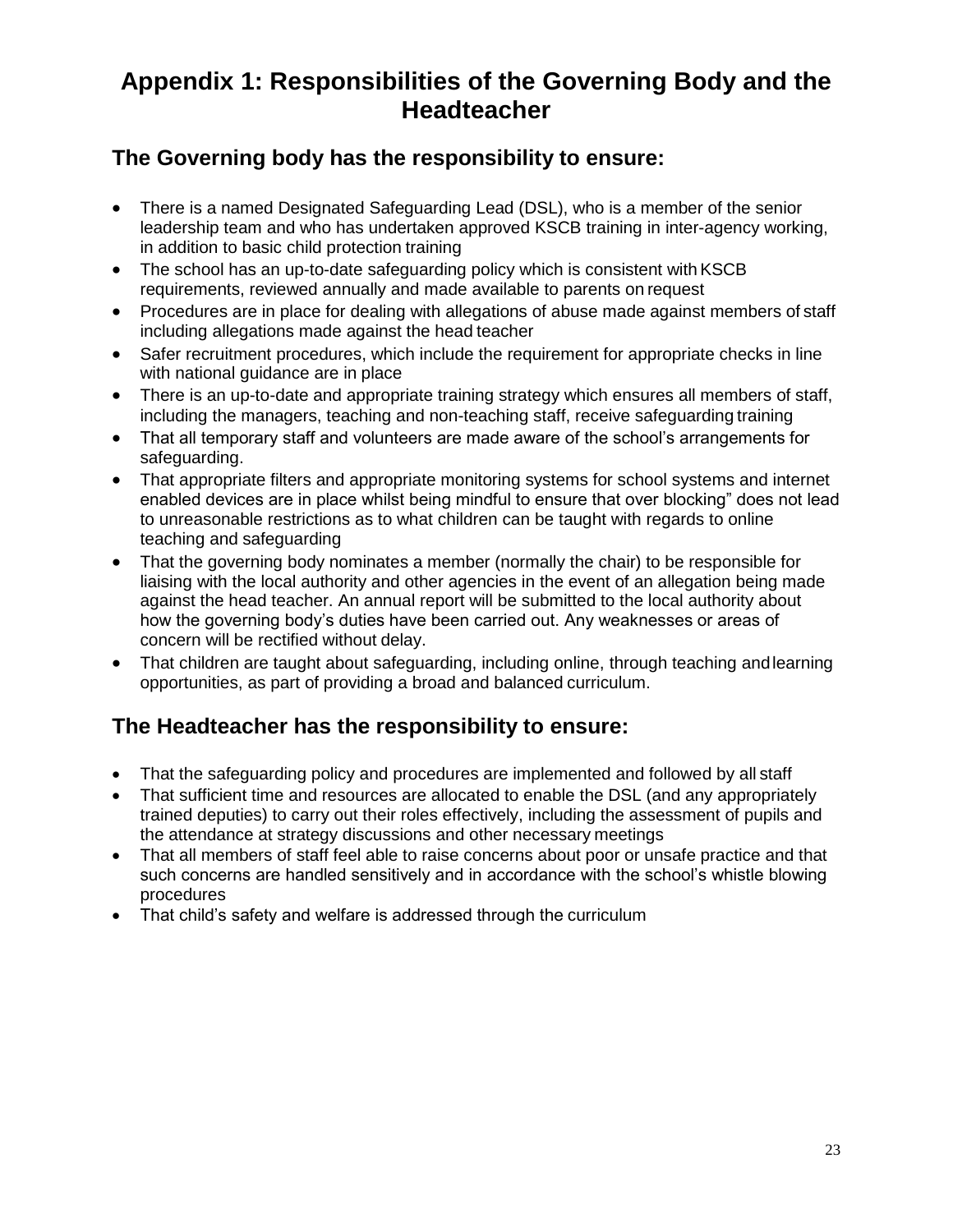# Appendix 1: Responsibilities of the Governing Body and the Headteacher

## The Governing body has the responsibility to ensure:

- There is a named Designated Safeguarding Lead (DSL), who is a member of the senior leadership team and who has undertaken approved KSCB training in inter-agency working, in addition to basic child protection training
- The school has an up-to-date safeguarding policy which is consistent with KSCB requirements, reviewed annually and made available to parents on request
- Procedures are in place for dealing with allegations of abuse made against members of staff including allegations made against the head teacher
- Safer recruitment procedures, which include the requirement for appropriate checks in line with national guidance are in place
- There is an up-to-date and appropriate training strategy which ensures all members of staff, including the managers, teaching and non-teaching staff, receive safeguarding training
- That all temporary staff and volunteers are made aware of the school's arrangements for safeguarding.
- That appropriate filters and appropriate monitoring systems for school systems and internet enabled devices are in place whilst being mindful to ensure that over blocking" does not lead to unreasonable restrictions as to what children can be taught with regards to online teaching and safeguarding
- That the governing body nominates a member (normally the chair) to be responsible for liaising with the local authority and other agencies in the event of an allegation being made against the head teacher. An annual report will be submitted to the local authority about how the governing body's duties have been carried out. Any weaknesses or areas of concern will be rectified without delay.
- That children are taught about safeguarding, including online, through teaching and learning opportunities, as part of providing a broad and balanced curriculum.

## The Headteacher has the responsibility to ensure:

- That the safeguarding policy and procedures are implemented and followed by all staff
- That sufficient time and resources are allocated to enable the DSL (and any appropriately trained deputies) to carry out their roles effectively, including the assessment of pupils and the attendance at strategy discussions and other necessary meetings
- That all members of staff feel able to raise concerns about poor or unsafe practice and that such concerns are handled sensitively and in accordance with the school's whistle blowing procedures
- That child's safety and welfare is addressed through the curriculum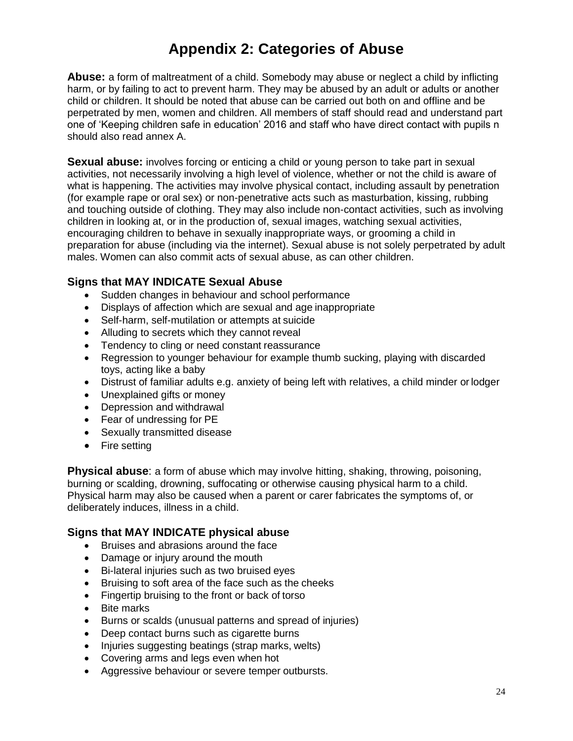# Appendix 2: Categories of Abuse

**Abuse:** a form of maltreatment of a child. Somebody may abuse or neglect a child by inflicting harm, or by failing to act to prevent harm. They may be abused by an adult or adults or another child or children. It should be noted that abuse can be carried out both on and offline and be perpetrated by men, women and children. All members of staff should read and understand part one of 'Keeping children safe in education' 2016 and staff who have direct contact with pupils n should also read annex A.

**Sexual abuse:** involves forcing or enticing a child or young person to take part in sexual activities, not necessarily involving a high level of violence, whether or not the child is aware of what is happening. The activities may involve physical contact, including assault by penetration (for example rape or oral sex) or non-penetrative acts such as masturbation, kissing, rubbing and touching outside of clothing. They may also include non-contact activities, such as involving children in looking at, or in the production of, sexual images, watching sexual activities, encouraging children to behave in sexually inappropriate ways, or grooming a child in preparation for abuse (including via the internet). Sexual abuse is not solely perpetrated by adult males. Women can also commit acts of sexual abuse, as can other children.

### Signs that MAY INDICATE Sexual Abuse

- Sudden changes in behaviour and school performance
- Displays of affection which are sexual and age inappropriate
- Self-harm, self-mutilation or attempts at suicide
- Alluding to secrets which they cannot reveal
- Tendency to cling or need constant reassurance
- Regression to younger behaviour for example thumb sucking, playing with discarded toys, acting like a baby
- Distrust of familiar adults e.g. anxiety of being left with relatives, a child minder or lodger
- Unexplained gifts or money
- Depression and withdrawal
- Fear of undressing for PE
- Sexually transmitted disease
- Fire setting

**Physical abuse**: a form of abuse which may involve hitting, shaking, throwing, poisoning, burning or scalding, drowning, suffocating or otherwise causing physical harm to a child. Physical harm may also be caused when a parent or carer fabricates the symptoms of, or deliberately induces, illness in a child.

### Signs that MAY INDICATE physical abuse

- Bruises and abrasions around the face
- Damage or injury around the mouth
- Bi-lateral injuries such as two bruised eyes
- Bruising to soft area of the face such as the cheeks
- Fingertip bruising to the front or back of torso
- Bite marks
- Burns or scalds (unusual patterns and spread of injuries)
- Deep contact burns such as cigarette burns
- Injuries suggesting beatings (strap marks, welts)
- Covering arms and legs even when hot
- Aggressive behaviour or severe temper outbursts.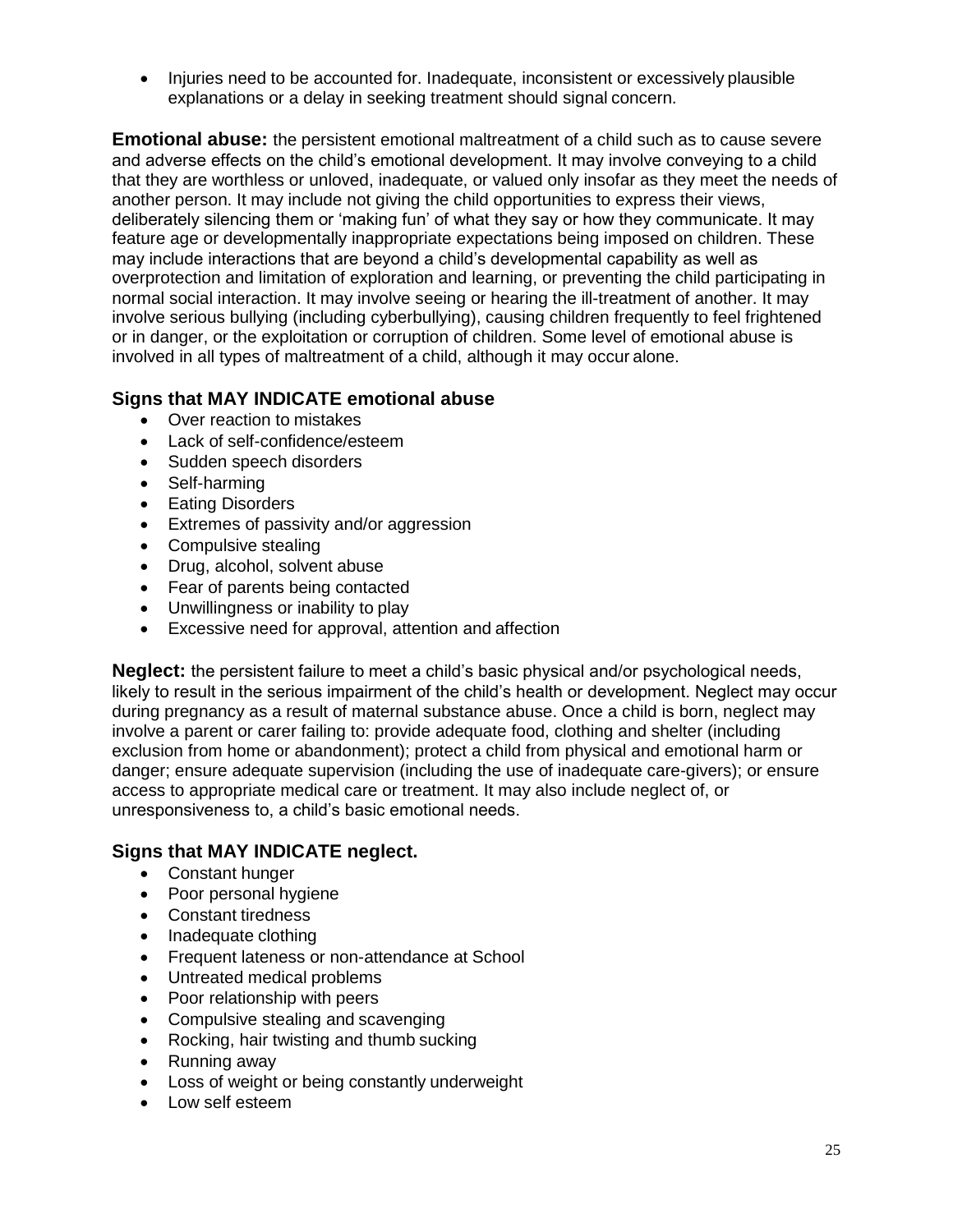- Injuries need to be accounted for. Inadequate, inconsistent or excessively plausible explanations or a delay in seeking treatment should signal concern.

**Emotional abuse:** the persistent emotional maltreatment of a child such as to cause severe and adverse effects on the child's emotional development. It may involve conveying to a child that they are worthless or unloved, inadequate, or valued only insofar as they meet the needs of another person. It may include not giving the child opportunities to express their views, deliberately silencing them or 'making fun' of what they say or how they communicate. It may feature age or developmentally inappropriate expectations being imposed on children. These may include interactions that are beyond a child's developmental capability as well as overprotection and limitation of exploration and learning, or preventing the child participating in normal social interaction. It may involve seeing or hearing the ill-treatment of another. It may involve serious bullying (including cyberbullying), causing children frequently to feel frightened or in danger, or the exploitation or corruption of children. Some level of emotional abuse is involved in all types of maltreatment of a child, although it may occur alone.

### Signs that MAY INDICATE emotional abuse

- Over reaction to mistakes
- Lack of self-confidence/esteem
- Sudden speech disorders
- Self-harming
- Eating Disorders
- Extremes of passivity and/or aggression
- Compulsive stealing
- Drug, alcohol, solvent abuse
- Fear of parents being contacted
- Unwillingness or inability to play
- Excessive need for approval, attention and affection

**Neglect:** the persistent failure to meet a child's basic physical and/or psychological needs, likely to result in the serious impairment of the child's health or development. Neglect may occur during pregnancy as a result of maternal substance abuse. Once a child is born, neglect may involve a parent or carer failing to: provide adequate food, clothing and shelter (including exclusion from home or abandonment); protect a child from physical and emotional harm or danger; ensure adequate supervision (including the use of inadequate care-givers); or ensure access to appropriate medical care or treatment. It may also include neglect of, or unresponsiveness to, a child's basic emotional needs.

### Signs that MAY INDICATE neglect.

- Constant hunger
- Poor personal hygiene
- Constant tiredness
- Inadequate clothing
- Frequent lateness or non-attendance at School
- Untreated medical problems
- Poor relationship with peers
- Compulsive stealing and scavenging
- Rocking, hair twisting and thumb sucking
- Running away
- Loss of weight or being constantly underweight
- Low self esteem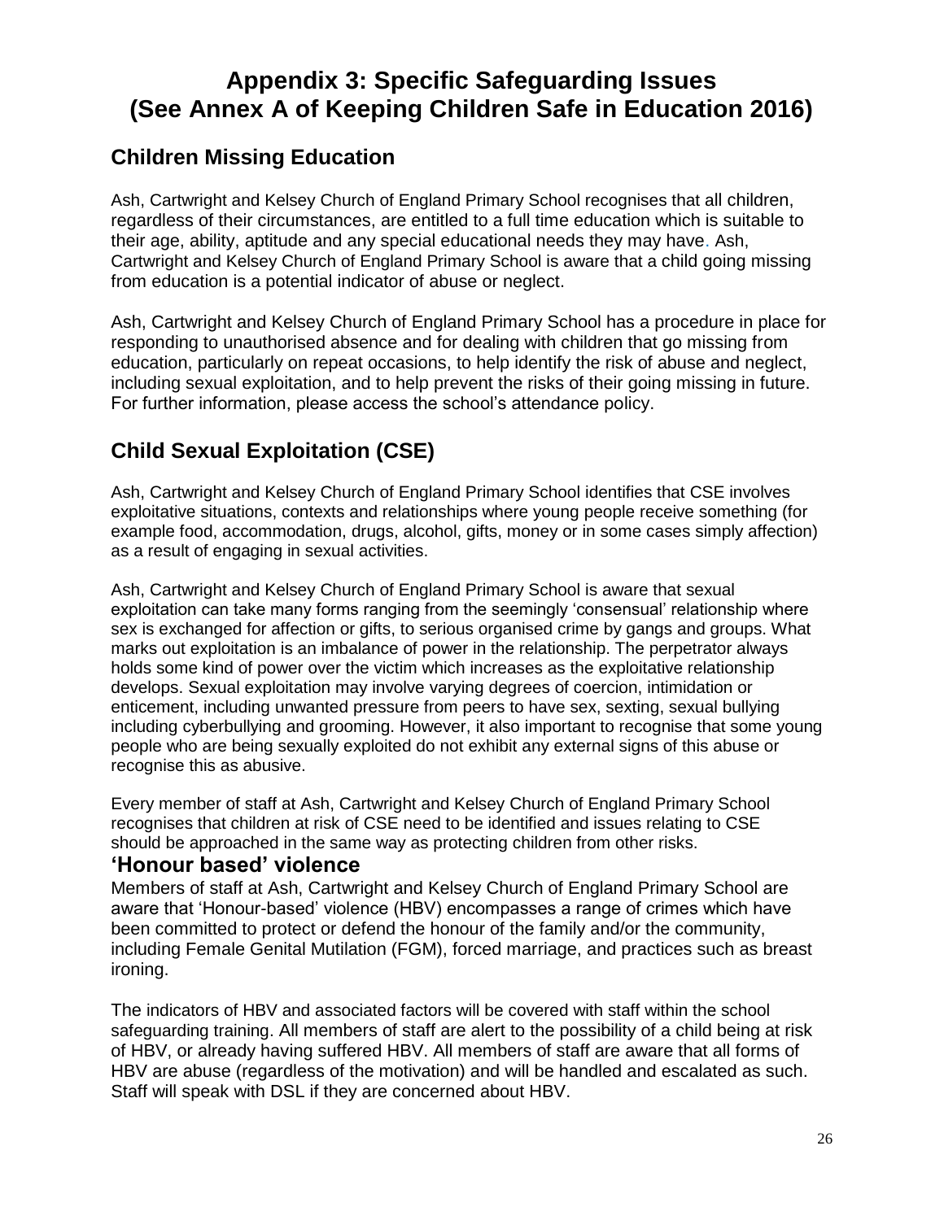# Appendix 3: Specific Safeguarding Issues (See Annex A of Keeping Children Safe in Education 2016)

## Children Missing Education

Ash, Cartwright and Kelsey Church of England Primary School recognises that all children, regardless of their circumstances, are entitled to a full time education which is suitable to their age, ability, aptitude and any special educational needs they may have. Ash, Cartwright and Kelsey Church of England Primary School is aware that a child going missing from education is a potential indicator of abuse or neglect.

Ash, Cartwright and Kelsey Church of England Primary School has a procedure in place for responding to unauthorised absence and for dealing with children that go missing from education, particularly on repeat occasions, to help identify the risk of abuse and neglect, including sexual exploitation, and to help prevent the risks of their going missing in future. For further information, please access the school's attendance policy.

## Child Sexual Exploitation (CSE)

Ash, Cartwright and Kelsey Church of England Primary School identifies that CSE involves exploitative situations, contexts and relationships where young people receive something (for example food, accommodation, drugs, alcohol, gifts, money or in some cases simply affection) as a result of engaging in sexual activities.

Ash, Cartwright and Kelsey Church of England Primary School is aware that sexual exploitation can take many forms ranging from the seemingly 'consensual' relationship where sex is exchanged for affection or gifts, to serious organised crime by gangs and groups. What marks out exploitation is an imbalance of power in the relationship. The perpetrator always holds some kind of power over the victim which increases as the exploitative relationship develops. Sexual exploitation may involve varying degrees of coercion, intimidation or enticement, including unwanted pressure from peers to have sex, sexting, sexual bullying including cyberbullying and grooming. However, it also important to recognise that some young people who are being sexually exploited do not exhibit any external signs of this abuse or recognise this as abusive.

Every member of staff at Ash, Cartwright and Kelsey Church of England Primary School recognises that children at risk of CSE need to be identified and issues relating to CSE should be approached in the same way as protecting children from other risks.

## 'Honour based' violence

Members of staff at Ash, Cartwright and Kelsey Church of England Primary School are aware that 'Honour-based' violence (HBV) encompasses a range of crimes which have been committed to protect or defend the honour of the family and/or the community, including Female Genital Mutilation (FGM), forced marriage, and practices such as breast ironing.

The indicators of HBV and associated factors will be covered with staff within the school safeguarding training. All members of staff are alert to the possibility of a child being at risk of HBV, or already having suffered HBV. All members of staff are aware that all forms of HBV are abuse (regardless of the motivation) and will be handled and escalated as such. Staff will speak with DSL if they are concerned about HBV.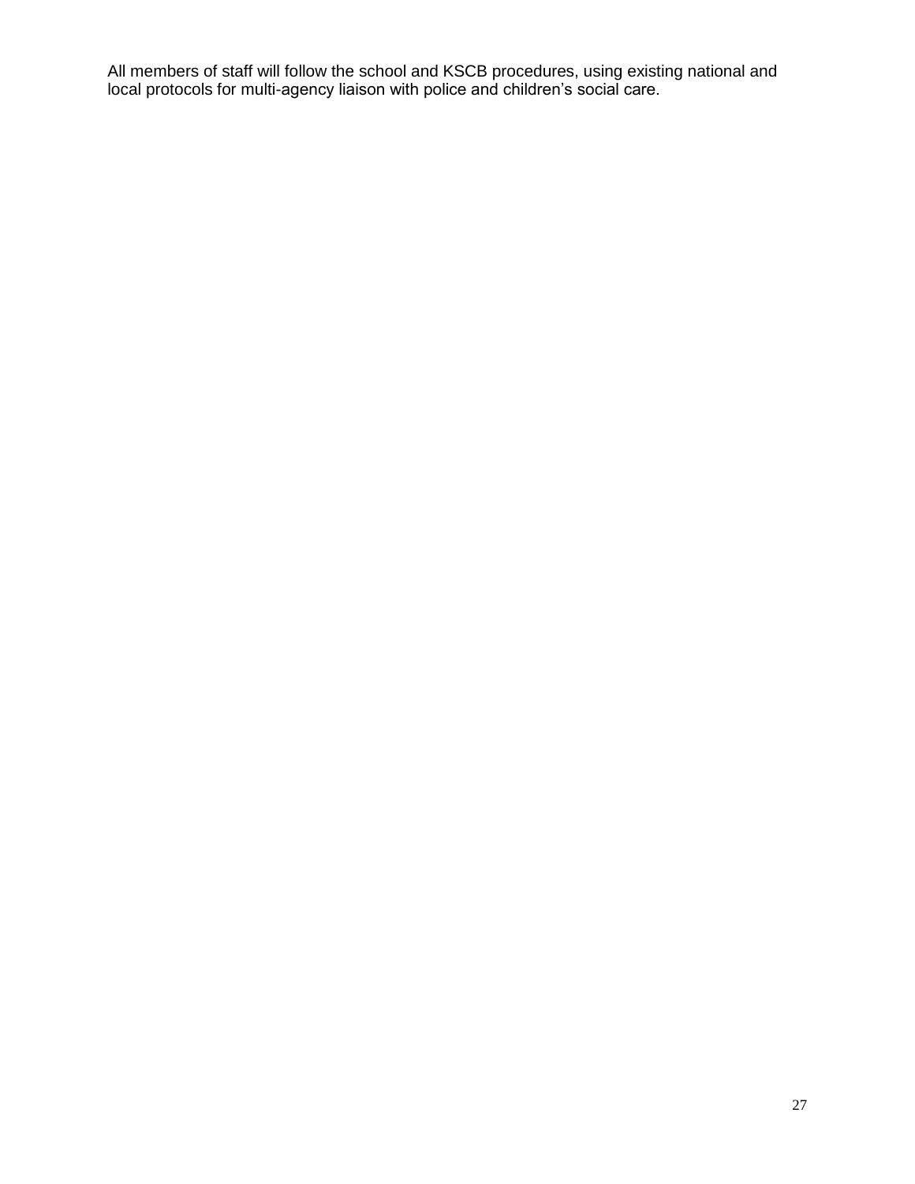All members of staff will follow the school and KSCB procedures, using existing national and local protocols for multi-agency liaison with police and children's social care.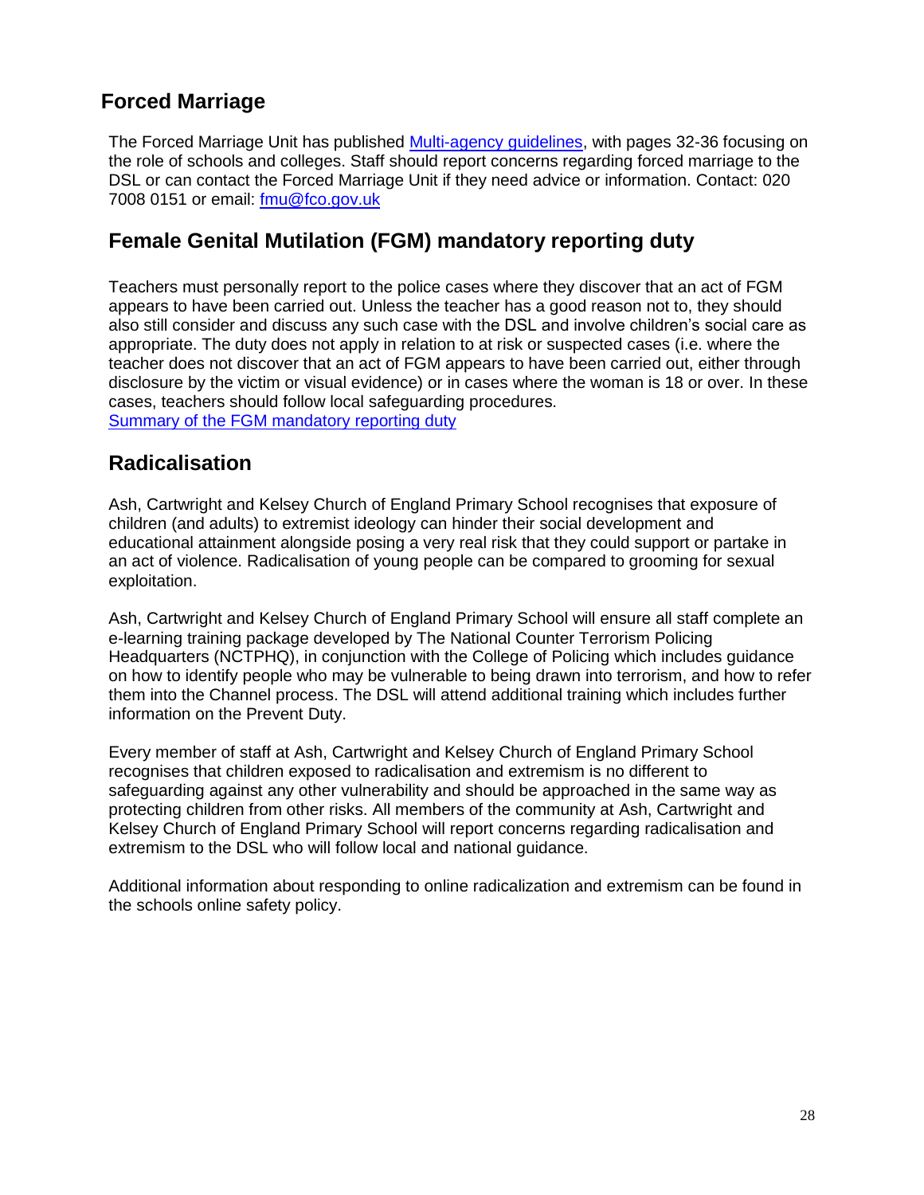## Forced Marriage

The Forced Marriage Unit has published [Multi-agency guidelines](), with pages 32-36 focusing on the role of schools and colleges. Staff should report concerns regarding forced marriage to the DSL or can contact the Forced Marriage Unit if they need advice or information. Contact: 020 7008 0151 or email: [fmu@fco.gov.uk](mailto:fmu@fco.gov.uk)

## Female Genital Mutilation (FGM) mandatory reporting duty

Teachers must personally report to the police cases where they discover that an act of FGM appears to have been carried out. Unless the teacher has a good reason not to, they should also still consider and discuss any such case with the DSL and involve children's social care as appropriate. The duty does not apply in relation to at risk or suspected cases (i.e. where the teacher does not discover that an act of FGM appears to have been carried out, either through disclosure by the victim or visual evidence) or in cases where the woman is 18 or over. In these cases, teachers should follow local safeguarding procedures.
[Summary of the FGM mandatory reporting duty]()

## Radicalisation

Ash, Cartwright and Kelsey Church of England Primary School recognises that exposure of children (and adults) to extremist ideology can hinder their social development and educational attainment alongside posing a very real risk that they could support or partake in an act of violence. Radicalisation of young people can be compared to grooming for sexual exploitation.

Ash, Cartwright and Kelsey Church of England Primary School will ensure all staff complete an e-learning training package developed by The National Counter Terrorism Policing Headquarters (NCTPHQ), in conjunction with the College of Policing which includes guidance on how to identify people who may be vulnerable to being drawn into terrorism, and how to refer them into the Channel process. The DSL will attend additional training which includes further information on the Prevent Duty.

Every member of staff at Ash, Cartwright and Kelsey Church of England Primary School recognises that children exposed to radicalisation and extremism is no different to safeguarding against any other vulnerability and should be approached in the same way as protecting children from other risks. All members of the community at Ash, Cartwright and Kelsey Church of England Primary School will report concerns regarding radicalisation and extremism to the DSL who will follow local and national guidance.

Additional information about responding to online radicalization and extremism can be found in the schools online safety policy.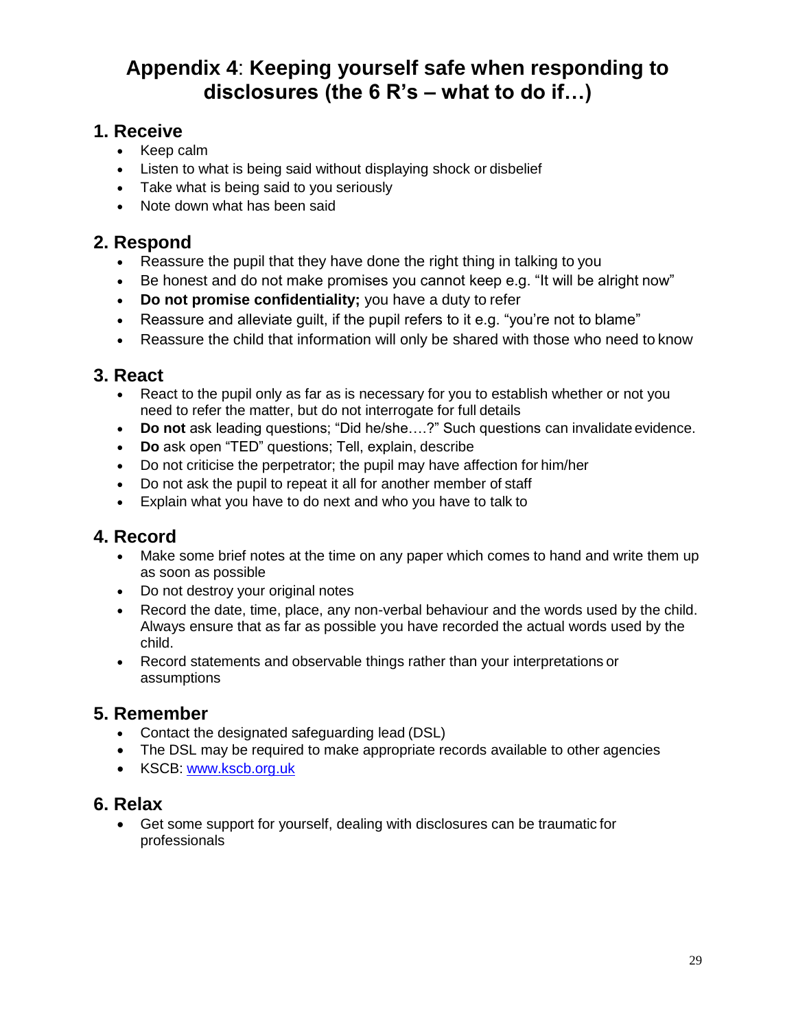# Appendix 4: Keeping yourself safe when responding to disclosures (the 6 R's – what to do if…)

## 1. Receive

- Keep calm
- Listen to what is being said without displaying shock or disbelief
- Take what is being said to you seriously
- Note down what has been said

## 2. Respond

- Reassure the pupil that they have done the right thing in talking to you
- Be honest and do not make promises you cannot keep e.g. "It will be alright now"
- **Do not promise confidentiality;** you have a duty to refer
- Reassure and alleviate guilt, if the pupil refers to it e.g. "you're not to blame"
- Reassure the child that information will only be shared with those who need to know

## 3. React

- React to the pupil only as far as is necessary for you to establish whether or not you need to refer the matter, but do not interrogate for full details
- **Do not** ask leading questions; "Did he/she….?" Such questions can invalidate evidence.
- **Do** ask open "TED" questions; Tell, explain, describe
- Do not criticise the perpetrator; the pupil may have affection for him/her
- Do not ask the pupil to repeat it all for another member of staff
- Explain what you have to do next and who you have to talk to

## 4. Record

- Make some brief notes at the time on any paper which comes to hand and write them up as soon as possible
- Do not destroy your original notes
- Record the date, time, place, any non-verbal behaviour and the words used by the child. Always ensure that as far as possible you have recorded the actual words used by the child.
- Record statements and observable things rather than your interpretations or assumptions

## 5. Remember

- Contact the designated safeguarding lead (DSL)
- The DSL may be required to make appropriate records available to other agencies
- KSCB: [www.kscb.org.uk](http://www.kscb.org.uk)

## 6. Relax

- Get some support for yourself, dealing with disclosures can be traumatic for professionals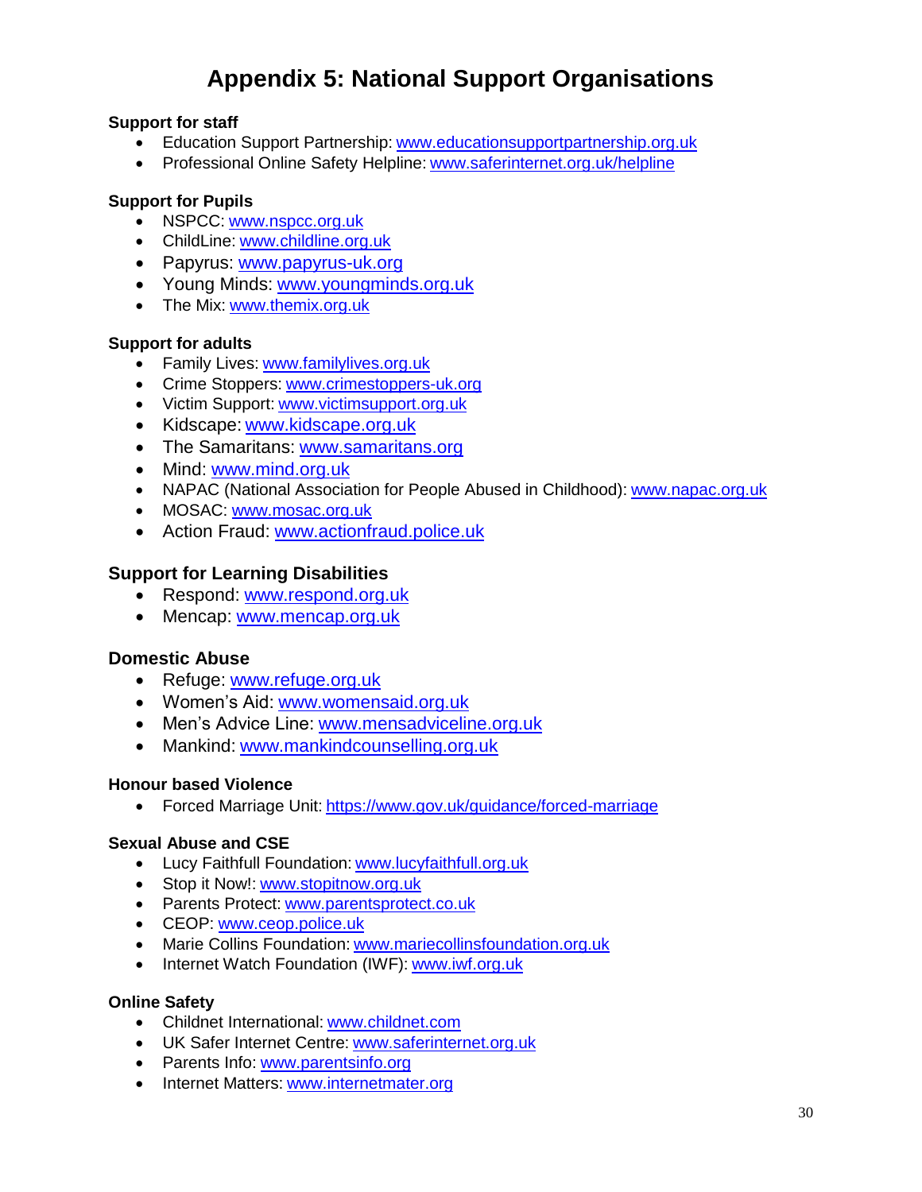# Appendix 5: National Support Organisations

**Support for staff**

- Education Support Partnership: www.educationsupportpartnership.org.uk
- Professional Online Safety Helpline: www.saferinternet.org.uk/helpline

**Support for Pupils**

- NSPCC: www.nspcc.org.uk
- ChildLine: www.childline.org.uk
- Papyrus: www.papyrus-uk.org
- Young Minds: www.youngminds.org.uk
- The Mix: www.themix.org.uk

**Support for adults**

- Family Lives: www.familylives.org.uk
- Crime Stoppers: www.crimestoppers-uk.org
- Victim Support: www.victimsupport.org.uk
- Kidscape: www.kidscape.org.uk
- The Samaritans: www.samaritans.org
- Mind: www.mind.org.uk
- NAPAC (National Association for People Abused in Childhood): www.napac.org.uk
- MOSAC: www.mosac.org.uk
- Action Fraud: www.actionfraud.police.uk

**Support for Learning Disabilities**

- Respond: www.respond.org.uk
- Mencap: www.mencap.org.uk

**Domestic Abuse**

- Refuge: www.refuge.org.uk
- Women's Aid: www.womensaid.org.uk
- Men's Advice Line: www.mensadviceline.org.uk
- Mankind: www.mankindcounselling.org.uk

**Honour based Violence**

- Forced Marriage Unit: https://www.gov.uk/guidance/forced-marriage

**Sexual Abuse and CSE**

- Lucy Faithfull Foundation: www.lucyfaithfull.org.uk
- Stop it Now!: www.stopitnow.org.uk
- Parents Protect: www.parentsprotect.co.uk
- CEOP: www.ceop.police.uk
- Marie Collins Foundation: www.mariecollinsfoundation.org.uk
- Internet Watch Foundation (IWF): www.iwf.org.uk

**Online Safety**

- Childnet International: www.childnet.com
- UK Safer Internet Centre: www.saferinternet.org.uk
- Parents Info: www.parentsinfo.org
- Internet Matters: www.internetmater.org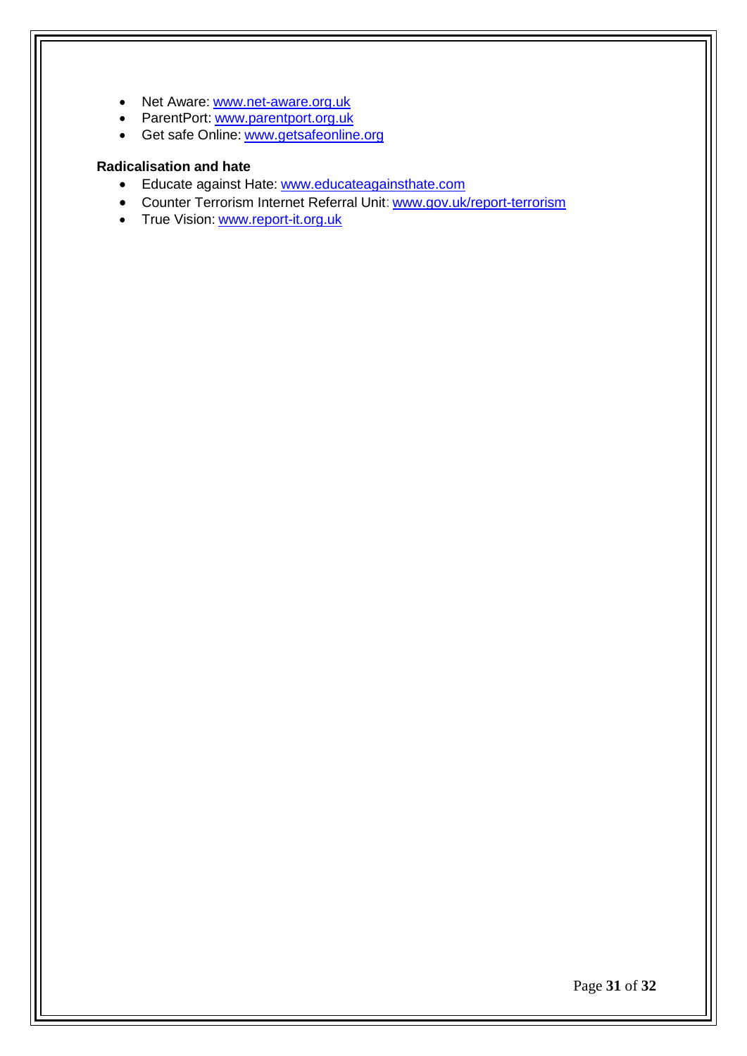- Net Aware: www.net-aware.org.uk
- ParentPort: www.parentport.org.uk
- Get safe Online: www.getsafeonline.org

**Radicalisation and hate**

- Educate against Hate: www.educateagainsthate.com
- Counter Terrorism Internet Referral Unit: www.gov.uk/report-terrorism
- True Vision: www.report-it.org.uk